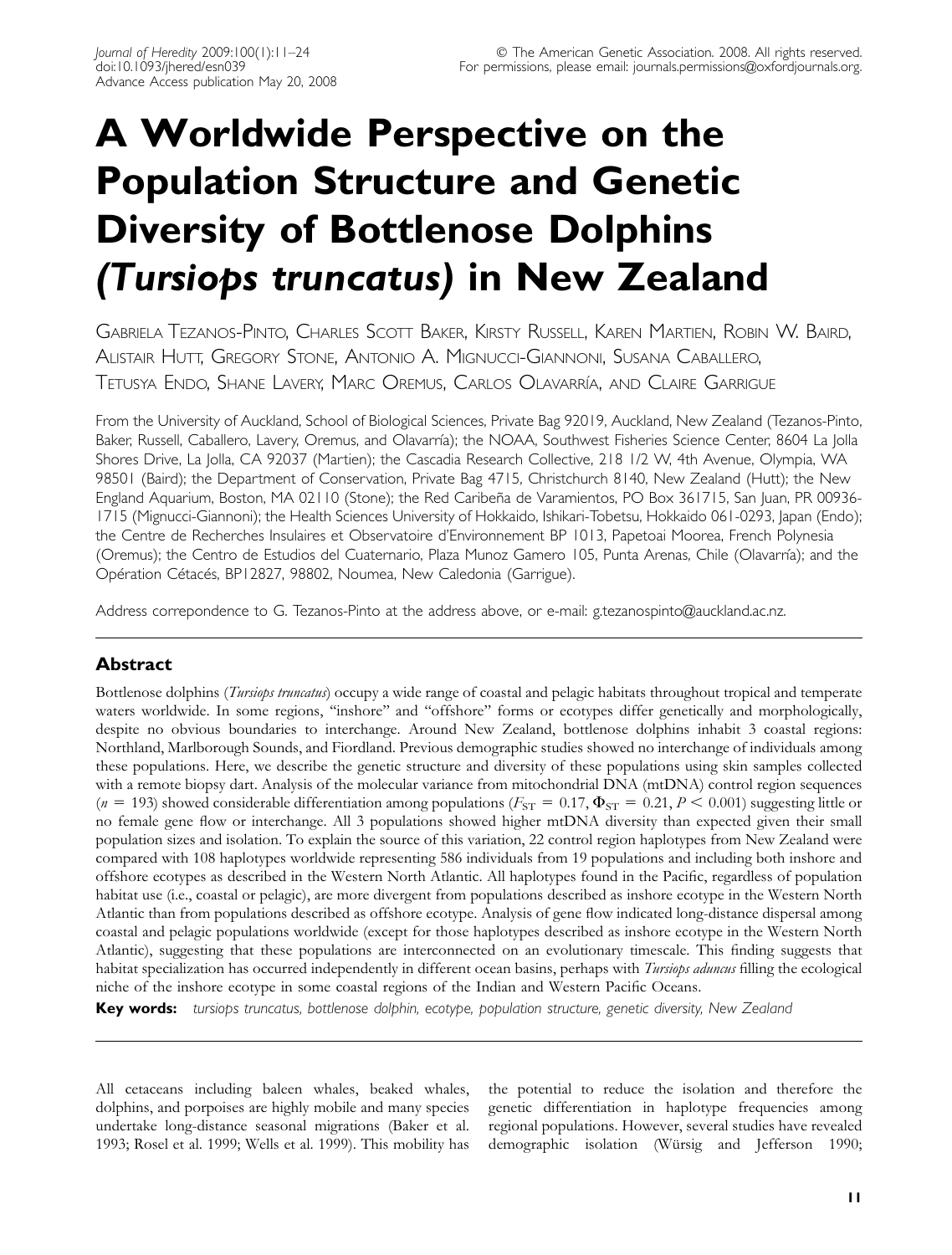# A Worldwide Perspective on the Population Structure and Genetic Diversity of Bottlenose Dolphins (*Tursiops truncatus*) in New Zealand

Gabriela Tezanos-Pinto, Charles Scott Baker, Kirsty Russell, Karen Martien, Robin W. Baird, Alistair Hutt, Gregory Stone, Antonio A. Mignucci-Giannoni, Susana Caballero, Tetusya Endo, Shane Lavery, Marc Oremus, Carlos Olavarría, and Claire Garrigue

From the University of Auckland, School of Biological Sciences, Private Bag 92019, Auckland, New Zealand (Tezanos-Pinto, Baker, Russell, Caballero, Lavery, Oremus, and Olavarría); the NOAA, Southwest Fisheries Science Center, 8604 La Jolla Shores Drive, La Jolla, CA 92037 (Martien); the Cascadia Research Collective, 218 1/2 W, 4th Avenue, Olympia, WA 98501 (Baird); the Department of Conservation, Private Bag 4715, Christchurch 8140, New Zealand (Hutt); the New England Aquarium, Boston, MA 02110 (Stone); the Red Caribeña de Varamientos, PO Box 361715, San Juan, PR 00936-1715 (Mignucci-Giannoni); the Health Sciences University of Hokkaido, Ishikari-Tobetsu, Hokkaido 061-0293, Japan (Endo); the Centre de Recherches Insulaires et Observatoire d'Environnement BP 1013, Papetoai Moorea, French Polynesia (Oremus); the Centro de Estudios del Cuaternario, Plaza Munoz Gamero 105, Punta Arenas, Chile (Olavarría); and the Opération Cétacés, BP12827, 98802, Noumea, New Caledonia (Garrigue).

Address correpondence to G. Tezanos-Pinto at the address above, or e-mail: g.tezanospinto@auckland.ac.nz.

## Abstract

Bottlenose dolphins (*Tursiops truncatus*) occupy a wide range of coastal and pelagic habitats throughout tropical and temperate waters worldwide. In some regions, "inshore" and "offshore" forms or ecotypes differ genetically and morphologically, despite no obvious boundaries to interchange. Around New Zealand, bottlenose dolphins inhabit 3 coastal regions: Northland, Marlborough Sounds, and Fiordland. Previous demographic studies showed no interchange of individuals among these populations. Here, we describe the genetic structure and diversity of these populations using skin samples collected with a remote biopsy dart. Analysis of the molecular variance from mitochondrial DNA (mtDNA) control region sequences ($n = 193$) showed considerable differentiation among populations ($F_{ST} = 0.17$, $\Phi_{ST} = 0.21$, $P < 0.001$) suggesting little or no female gene flow or interchange. All 3 populations showed higher mtDNA diversity than expected given their small population sizes and isolation. To explain the source of this variation, 22 control region haplotypes from New Zealand were compared with 108 haplotypes worldwide representing 586 individuals from 19 populations and including both inshore and offshore ecotypes as described in the Western North Atlantic. All haplotypes found in the Pacific, regardless of population habitat use (i.e., coastal or pelagic), are more divergent from populations described as inshore ecotype in the Western North Atlantic than from populations described as offshore ecotype. Analysis of gene flow indicated long-distance dispersal among coastal and pelagic populations worldwide (except for those haplotypes described as inshore ecotype in the Western North Atlantic), suggesting that these populations are interconnected on an evolutionary timescale. This finding suggests that habitat specialization has occurred independently in different ocean basins, perhaps with *Tursiops aduncus* filling the ecological niche of the inshore ecotype in some coastal regions of the Indian and Western Pacific Oceans.

**Key words:** *tursiops truncatus, bottlenose dolphin, ecotype, population structure, genetic diversity, New Zealand*

All cetaceans including baleen whales, beaked whales, dolphins, and porpoises are highly mobile and many species undertake long-distance seasonal migrations (Baker et al. 1993; Rosel et al. 1999; Wells et al. 1999). This mobility has the potential to reduce the isolation and therefore the genetic differentiation in haplotype frequencies among regional populations. However, several studies have revealed demographic isolation (Würsig and Jefferson 1990;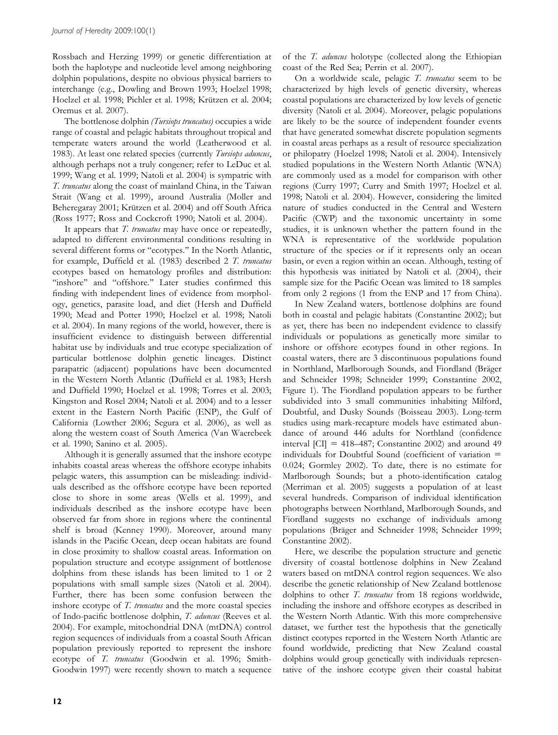Rossbach and Herzing 1999) or genetic differentiation at both the haplotype and nucleotide level among neighboring dolphin populations, despite no obvious physical barriers to interchange (e.g., Dowling and Brown 1993; Hoelzel 1998; Hoelzel et al. 1998; Pichler et al. 1998; Krützen et al. 2004; Oremus et al. 2007).

The bottlenose dolphin *(Tursiops truncatus)* occupies a wide range of coastal and pelagic habitats throughout tropical and temperate waters around the world (Leatherwood et al. 1983). At least one related species (currently *Tursiops aduncus*, although perhaps not a truly congener; refer to LeDuc et al. 1999; Wang et al. 1999; Natoli et al. 2004) is sympatric with *T. truncatus* along the coast of mainland China, in the Taiwan Strait (Wang et al. 1999), around Australia (Moller and Beheregaray 2001; Krützen et al. 2004) and off South Africa (Ross 1977; Ross and Cockcroft 1990; Natoli et al. 2004).

It appears that *T. truncatus* may have once or repeatedly, adapted to different environmental conditions resulting in several different forms or "ecotypes." In the North Atlantic, for example, Duffield et al. (1983) described 2 *T. truncatus* ecotypes based on hematology profiles and distribution: "inshore" and "offshore." Later studies confirmed this finding with independent lines of evidence from morphology, genetics, parasite load, and diet (Hersh and Duffield 1990; Mead and Potter 1990; Hoelzel et al. 1998; Natoli et al. 2004). In many regions of the world, however, there is insufficient evidence to distinguish between differential habitat use by individuals and true ecotype specialization of particular bottlenose dolphin genetic lineages. Distinct parapatric (adjacent) populations have been documented in the Western North Atlantic (Duffield et al. 1983; Hersh and Duffield 1990; Hoelzel et al. 1998; Torres et al. 2003; Kingston and Rosel 2004; Natoli et al. 2004) and to a lesser extent in the Eastern North Pacific (ENP), the Gulf of California (Lowther 2006; Segura et al. 2006), as well as along the western coast of South America (Van Waerebeek et al. 1990; Sanino et al. 2005).

Although it is generally assumed that the inshore ecotype inhabits coastal areas whereas the offshore ecotype inhabits pelagic waters, this assumption can be misleading: individuals described as the offshore ecotype have been reported close to shore in some areas (Wells et al. 1999), and individuals described as the inshore ecotype have been observed far from shore in regions where the continental shelf is broad (Kenney 1990). Moreover, around many islands in the Pacific Ocean, deep ocean habitats are found in close proximity to shallow coastal areas. Information on population structure and ecotype assignment of bottlenose dolphins from these islands has been limited to 1 or 2 populations with small sample sizes (Natoli et al. 2004). Further, there has been some confusion between the inshore ecotype of *T. truncatus* and the more coastal species of Indo-pacific bottlenose dolphin, *T. aduncus* (Reeves et al. 2004). For example, mitochondrial DNA (mtDNA) control region sequences of individuals from a coastal South African population previously reported to represent the inshore ecotype of *T. truncatus* (Goodwin et al. 1996; Smith-Goodwin 1997) were recently shown to match a sequence of the *T. aduncus* holotype (collected along the Ethiopian coast of the Red Sea; Perrin et al. 2007).

On a worldwide scale, pelagic *T. truncatus* seem to be characterized by high levels of genetic diversity, whereas coastal populations are characterized by low levels of genetic diversity (Natoli et al. 2004). Moreover, pelagic populations are likely to be the source of independent founder events that have generated somewhat discrete population segments in coastal areas perhaps as a result of resource specialization or philopatry (Hoelzel 1998; Natoli et al. 2004). Intensively studied populations in the Western North Atlantic (WNA) are commonly used as a model for comparison with other regions (Curry 1997; Curry and Smith 1997; Hoelzel et al. 1998; Natoli et al. 2004). However, considering the limited nature of studies conducted in the Central and Western Pacific (CWP) and the taxonomic uncertainty in some studies, it is unknown whether the pattern found in the WNA is representative of the worldwide population structure of the species or if it represents only an ocean basin, or even a region within an ocean. Although, testing of this hypothesis was initiated by Natoli et al. (2004), their sample size for the Pacific Ocean was limited to 18 samples from only 2 regions (1 from the ENP and 17 from China).

In New Zealand waters, bottlenose dolphins are found both in coastal and pelagic habitats (Constantine 2002); but as yet, there has been no independent evidence to classify individuals or populations as genetically more similar to inshore or offshore ecotypes found in other regions. In coastal waters, there are 3 discontinuous populations found in Northland, Marlborough Sounds, and Fiordland (Bräger and Schneider 1998; Schneider 1999; Constantine 2002, Figure 1). The Fiordland population appears to be further subdivided into 3 small communities inhabiting Milford, Doubtful, and Dusky Sounds (Boisseau 2003). Long-term studies using mark-recapture models have estimated abundance of around 446 adults for Northland (confidence interval [CI] = 418–487; Constantine 2002) and around 49 individuals for Doubtful Sound (coefficient of variation = 0.024; Gormley 2002). To date, there is no estimate for Marlborough Sounds; but a photo-identification catalog (Merriman et al. 2005) suggests a population of at least several hundreds. Comparison of individual identification photographs between Northland, Marlborough Sounds, and Fiordland suggests no exchange of individuals among populations (Bräger and Schneider 1998; Schneider 1999; Constantine 2002).

Here, we describe the population structure and genetic diversity of coastal bottlenose dolphins in New Zealand waters based on mtDNA control region sequences. We also describe the genetic relationship of New Zealand bottlenose dolphins to other *T. truncatus* from 18 regions worldwide, including the inshore and offshore ecotypes as described in the Western North Atlantic. With this more comprehensive dataset, we further test the hypothesis that the genetically distinct ecotypes reported in the Western North Atlantic are found worldwide, predicting that New Zealand coastal dolphins would group genetically with individuals representative of the inshore ecotype given their coastal habitat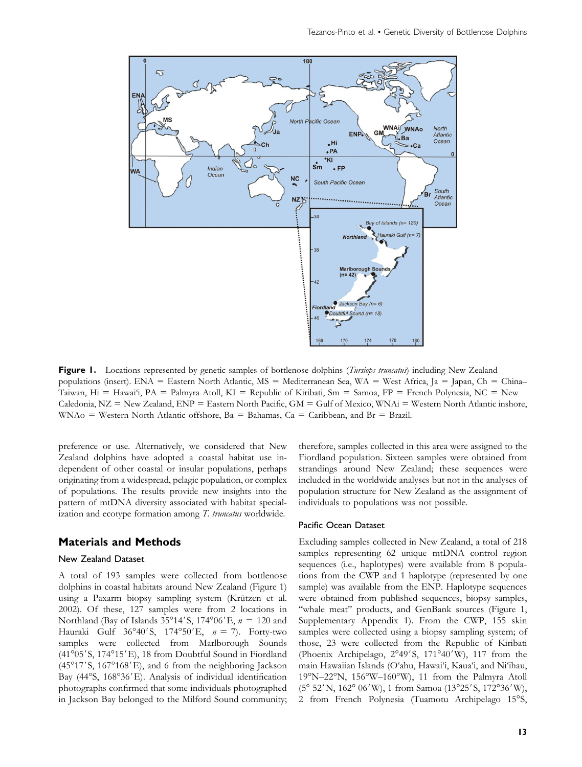**Figure 1.** Locations represented by genetic samples of bottlenose dolphins (*Tursiops truncatus*) including New Zealand populations (insert). ENA = Eastern North Atlantic, MS = Mediterranean Sea, WA = West Africa, Ja = Japan, Ch = China–Taiwan, Hi = Hawai'i, PA = Palmyra Atoll, KI = Republic of Kiribati, Sm = Samoa, FP = French Polynesia, NC = New Caledonia, NZ = New Zealand, ENP = Eastern North Pacific, GM = Gulf of Mexico, WNAi = Western North Atlantic inshore, WNAo = Western North Atlantic offshore, Ba = Bahamas, Ca = Caribbean, and Br = Brazil.

preference or use. Alternatively, we considered that New Zealand dolphins have adopted a coastal habitat use independent of other coastal or insular populations, perhaps originating from a widespread, pelagic population, or complex of populations. The results provide new insights into the pattern of mtDNA diversity associated with habitat specialization and ecotype formation among *T. truncatus* worldwide.

## Materials and Methods

### New Zealand Dataset

A total of 193 samples were collected from bottlenose dolphins in coastal habitats around New Zealand (Figure 1) using a Paxarm biopsy sampling system (Krützen et al. 2002). Of these, 127 samples were from 2 locations in Northland (Bay of Islands 35°14′S, 174°06′E, $n = 120$ and Hauraki Gulf 36°40′S, 174°50′E, $n = 7$). Forty-two samples were collected from Marlborough Sounds (41°05′S, 174°15′E), 18 from Doubtful Sound in Fiordland (45°17′S, 167°168′E), and 6 from the neighboring Jackson Bay (44°S, 168°36′E). Analysis of individual identification photographs confirmed that some individuals photographed in Jackson Bay belonged to the Milford Sound community; therefore, samples collected in this area were assigned to the Fiordland population. Sixteen samples were obtained from strandings around New Zealand; these sequences were included in the worldwide analyses but not in the analyses of population structure for New Zealand as the assignment of individuals to populations was not possible.

### Pacific Ocean Dataset

Excluding samples collected in New Zealand, a total of 218 samples representing 62 unique mtDNA control region sequences (i.e., haplotypes) were available from 8 populations from the CWP and 1 haplotype (represented by one sample) was available from the ENP. Haplotype sequences were obtained from published sequences, biopsy samples, "whale meat" products, and GenBank sources (Figure 1, Supplementary Appendix 1). From the CWP, 155 skin samples were collected using a biopsy sampling system; of those, 23 were collected from the Republic of Kiribati (Phoenix Archipelago, 2°49′S, 171°40′W), 117 from the main Hawaiian Islands (O'ahu, Hawai'i, Kaua'i, and Ni'ihau, 19°N–22°N, 156°W–160°W), 11 from the Palmyra Atoll (5° 52′N, 162° 06′W), 1 from Samoa (13°25′S, 172°36′W), 2 from French Polynesia (Tuamotu Archipelago 15°S,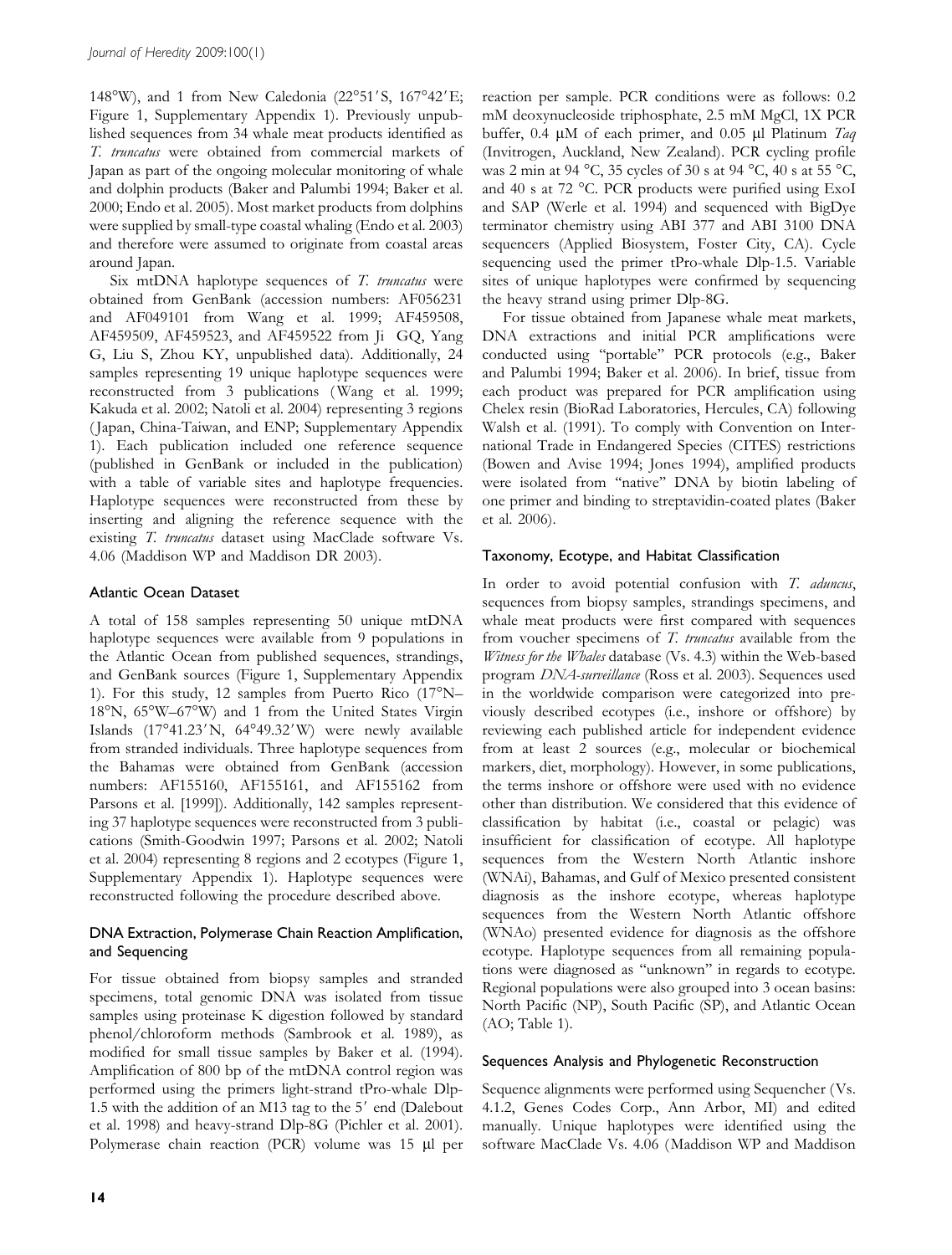148°W), and 1 from New Caledonia (22°51′S, 167°42′E; Figure 1, Supplementary Appendix 1). Previously unpublished sequences from 34 whale meat products identified as *T. truncatus* were obtained from commercial markets of Japan as part of the ongoing molecular monitoring of whale and dolphin products (Baker and Palumbi 1994; Baker et al. 2000; Endo et al. 2005). Most market products from dolphins were supplied by small-type coastal whaling (Endo et al. 2003) and therefore were assumed to originate from coastal areas around Japan.

Six mtDNA haplotype sequences of *T. truncatus* were obtained from GenBank (accession numbers: AF056231 and AF049101 from Wang et al. 1999; AF459508, AF459509, AF459523, and AF459522 from Ji GQ, Yang G, Liu S, Zhou KY, unpublished data). Additionally, 24 samples representing 19 unique haplotype sequences were reconstructed from 3 publications (Wang et al. 1999; Kakuda et al. 2002; Natoli et al. 2004) representing 3 regions (Japan, China-Taiwan, and ENP; Supplementary Appendix 1). Each publication included one reference sequence (published in GenBank or included in the publication) with a table of variable sites and haplotype frequencies. Haplotype sequences were reconstructed from these by inserting and aligning the reference sequence with the existing *T. truncatus* dataset using MacClade software Vs. 4.06 (Maddison WP and Maddison DR 2003).

### Atlantic Ocean Dataset

A total of 158 samples representing 50 unique mtDNA haplotype sequences were available from 9 populations in the Atlantic Ocean from published sequences, strandings, and GenBank sources (Figure 1, Supplementary Appendix 1). For this study, 12 samples from Puerto Rico (17°N–18°N, 65°W–67°W) and 1 from the United States Virgin Islands (17°41.23′N, 64°49.32′W) were newly available from stranded individuals. Three haplotype sequences from the Bahamas were obtained from GenBank (accession numbers: AF155160, AF155161, and AF155162 from Parsons et al. [1999]). Additionally, 142 samples representing 37 haplotype sequences were reconstructed from 3 publications (Smith-Goodwin 1997; Parsons et al. 2002; Natoli et al. 2004) representing 8 regions and 2 ecotypes (Figure 1, Supplementary Appendix 1). Haplotype sequences were reconstructed following the procedure described above.

### DNA Extraction, Polymerase Chain Reaction Amplification, and Sequencing

For tissue obtained from biopsy samples and stranded specimens, total genomic DNA was isolated from tissue samples using proteinase K digestion followed by standard phenol/chloroform methods (Sambrook et al. 1989), as modified for small tissue samples by Baker et al. (1994). Amplification of 800 bp of the mtDNA control region was performed using the primers light-strand tPro-whale Dlp-1.5 with the addition of an M13 tag to the 5′ end (Dalebout et al. 1998) and heavy-strand Dlp-8G (Pichler et al. 2001). Polymerase chain reaction (PCR) volume was 15 μl per reaction per sample. PCR conditions were as follows: 0.2 mM deoxynucleoside triphosphate, 2.5 mM MgCl, 1X PCR buffer, 0.4 μM of each primer, and 0.05 μl Platinum *Taq* (Invitrogen, Auckland, New Zealand). PCR cycling profile was 2 min at 94 °C, 35 cycles of 30 s at 94 °C, 40 s at 55 °C, and 40 s at 72 °C. PCR products were purified using ExoI and SAP (Werle et al. 1994) and sequenced with BigDye terminator chemistry using ABI 377 and ABI 3100 DNA sequencers (Applied Biosystem, Foster City, CA). Cycle sequencing used the primer tPro-whale Dlp-1.5. Variable sites of unique haplotypes were confirmed by sequencing the heavy strand using primer Dlp-8G.

For tissue obtained from Japanese whale meat markets, DNA extractions and initial PCR amplifications were conducted using "portable" PCR protocols (e.g., Baker and Palumbi 1994; Baker et al. 2006). In brief, tissue from each product was prepared for PCR amplification using Chelex resin (BioRad Laboratories, Hercules, CA) following Walsh et al. (1991). To comply with Convention on International Trade in Endangered Species (CITES) restrictions (Bowen and Avise 1994; Jones 1994), amplified products were isolated from "native" DNA by biotin labeling of one primer and binding to streptavidin-coated plates (Baker et al. 2006).

### Taxonomy, Ecotype, and Habitat Classification

In order to avoid potential confusion with *T. aduncus*, sequences from biopsy samples, strandings specimens, and whale meat products were first compared with sequences from voucher specimens of *T. truncatus* available from the *Witness for the Whales* database (Vs. 4.3) within the Web-based program *DNA-surveillance* (Ross et al. 2003). Sequences used in the worldwide comparison were categorized into previously described ecotypes (i.e., inshore or offshore) by reviewing each published article for independent evidence from at least 2 sources (e.g., molecular or biochemical markers, diet, morphology). However, in some publications, the terms inshore or offshore were used with no evidence other than distribution. We considered that this evidence of classification by habitat (i.e., coastal or pelagic) was insufficient for classification of ecotype. All haplotype sequences from the Western North Atlantic inshore (WNAi), Bahamas, and Gulf of Mexico presented consistent diagnosis as the inshore ecotype, whereas haplotype sequences from the Western North Atlantic offshore (WNAo) presented evidence for diagnosis as the offshore ecotype. Haplotype sequences from all remaining populations were diagnosed as "unknown" in regards to ecotype. Regional populations were also grouped into 3 ocean basins: North Pacific (NP), South Pacific (SP), and Atlantic Ocean (AO; Table 1).

### Sequences Analysis and Phylogenetic Reconstruction

Sequence alignments were performed using Sequencher (Vs. 4.1.2, Genes Codes Corp., Ann Arbor, MI) and edited manually. Unique haplotypes were identified using the software MacClade Vs. 4.06 (Maddison WP and Maddison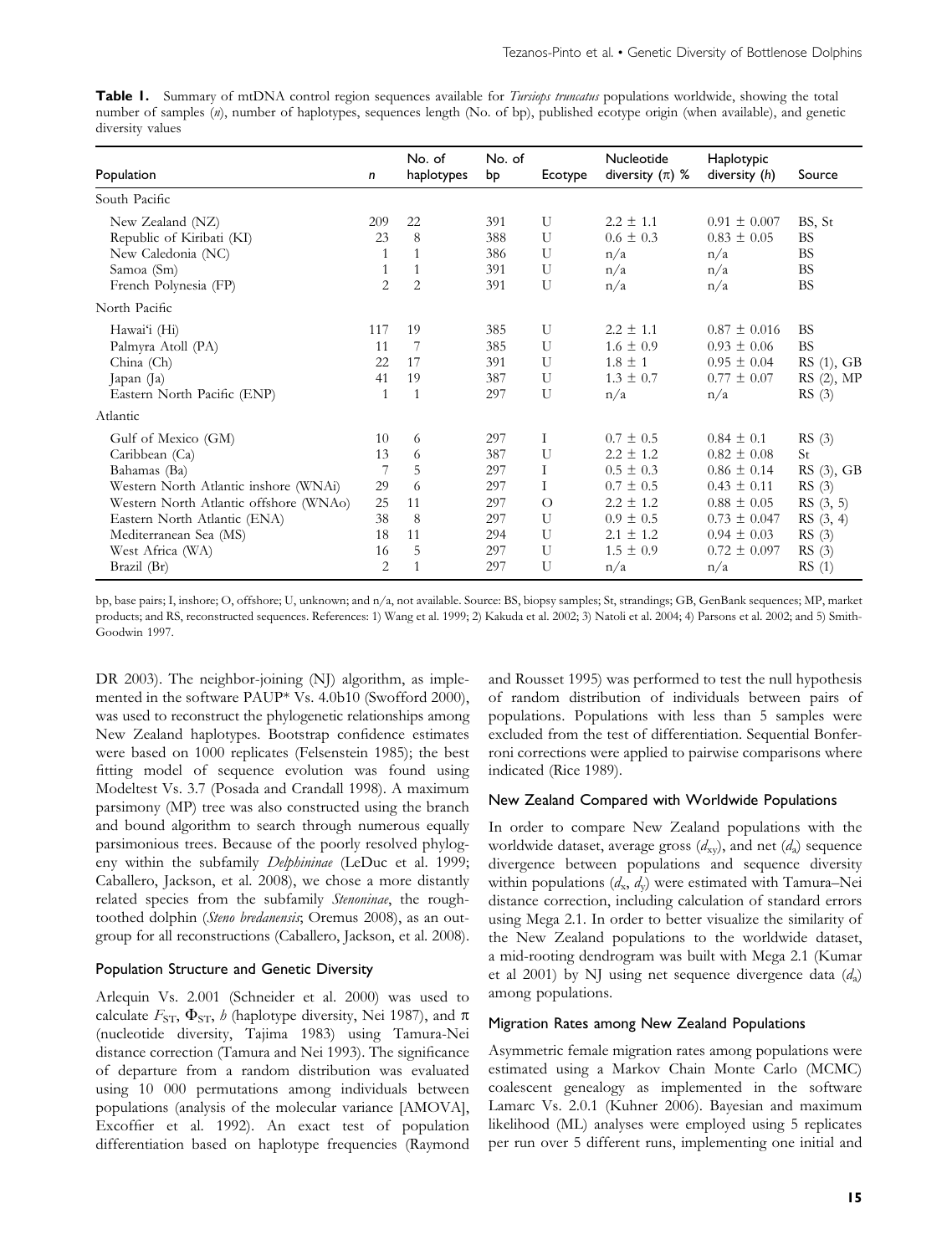**Table 1.** Summary of mtDNA control region sequences available for *Tursiops truncatus* populations worldwide, showing the total number of samples (*n*), number of haplotypes, sequences length (No. of bp), published ecotype origin (when available), and genetic diversity values

| Population | *n* | No. of haplotypes | No. of bp | Ecotype | Nucleotide diversity ($\pi$) % | Haplotypic diversity (*h*) | Source |
|---|---|---|---|---|---|---|---|
| South Pacific | | | | | | | |
| New Zealand (NZ) | 209 | 22 | 391 | U | 2.2 ± 1.1 | 0.91 ± 0.007 | BS, St |
| Republic of Kiribati (KI) | 23 | 8 | 388 | U | 0.6 ± 0.3 | 0.83 ± 0.05 | BS |
| New Caledonia (NC) | 1 | 1 | 386 | U | n/a | n/a | BS |
| Samoa (Sm) | 1 | 1 | 391 | U | n/a | n/a | BS |
| French Polynesia (FP) | 2 | 2 | 391 | U | n/a | n/a | BS |
| North Pacific | | | | | | | |
| Hawai'i (Hi) | 117 | 19 | 385 | U | 2.2 ± 1.1 | 0.87 ± 0.016 | BS |
| Palmyra Atoll (PA) | 11 | 7 | 385 | U | 1.6 ± 0.9 | 0.93 ± 0.06 | BS |
| China (Ch) | 22 | 17 | 391 | U | 1.8 ± 1 | 0.95 ± 0.04 | RS (1), GB |
| Japan (Ja) | 41 | 19 | 387 | U | 1.3 ± 0.7 | 0.77 ± 0.07 | RS (2), MP |
| Eastern North Pacific (ENP) | 1 | 1 | 297 | U | n/a | n/a | RS (3) |
| Atlantic | | | | | | | |
| Gulf of Mexico (GM) | 10 | 6 | 297 | I | 0.7 ± 0.5 | 0.84 ± 0.1 | RS (3) |
| Caribbean (Ca) | 13 | 6 | 387 | U | 2.2 ± 1.2 | 0.82 ± 0.08 | St |
| Bahamas (Ba) | 7 | 5 | 297 | I | 0.5 ± 0.3 | 0.86 ± 0.14 | RS (3), GB |
| Western North Atlantic inshore (WNAi) | 29 | 6 | 297 | I | 0.7 ± 0.5 | 0.43 ± 0.11 | RS (3) |
| Western North Atlantic offshore (WNAo) | 25 | 11 | 297 | O | 2.2 ± 1.2 | 0.88 ± 0.05 | RS (3, 5) |
| Eastern North Atlantic (ENA) | 38 | 8 | 297 | U | 0.9 ± 0.5 | 0.73 ± 0.047 | RS (3, 4) |
| Mediterranean Sea (MS) | 18 | 11 | 294 | U | 2.1 ± 1.2 | 0.94 ± 0.03 | RS (3) |
| West Africa (WA) | 16 | 5 | 297 | U | 1.5 ± 0.9 | 0.72 ± 0.097 | RS (3) |
| Brazil (Br) | 2 | 1 | 297 | U | n/a | n/a | RS (1) |

bp, base pairs; I, inshore; O, offshore; U, unknown; and n/a, not available. Source: BS, biopsy samples; St, strandings; GB, GenBank sequences; MP, market products; and RS, reconstructed sequences. References: 1) Wang et al. 1999; 2) Kakuda et al. 2002; 3) Natoli et al. 2004; 4) Parsons et al. 2002; and 5) Smith-Goodwin 1997.

DR 2003). The neighbor-joining (NJ) algorithm, as implemented in the software PAUP* Vs. 4.0b10 (Swofford 2000), was used to reconstruct the phylogenetic relationships among New Zealand haplotypes. Bootstrap confidence estimates were based on 1000 replicates (Felsenstein 1985); the best fitting model of sequence evolution was found using Modeltest Vs. 3.7 (Posada and Crandall 1998). A maximum parsimony (MP) tree was also constructed using the branch and bound algorithm to search through numerous equally parsimonious trees. Because of the poorly resolved phylogeny within the subfamily *Delphininae* (LeDuc et al. 1999; Caballero, Jackson, et al. 2008), we chose a more distantly related species from the subfamily *Stenoninae*, the rough-toothed dolphin (*Steno bredanensis*; Oremus 2008), as an outgroup for all reconstructions (Caballero, Jackson, et al. 2008).

### Population Structure and Genetic Diversity

Arlequin Vs. 2.001 (Schneider et al. 2000) was used to calculate $F_{ST}$, $\Phi_{ST}$, *h* (haplotype diversity, Nei 1987), and $\pi$ (nucleotide diversity, Tajima 1983) using Tamura-Nei distance correction (Tamura and Nei 1993). The significance of departure from a random distribution was evaluated using 10 000 permutations among individuals between populations (analysis of the molecular variance [AMOVA], Excoffier et al. 1992). An exact test of population differentiation based on haplotype frequencies (Raymond and Rousset 1995) was performed to test the null hypothesis of random distribution of individuals between pairs of populations. Populations with less than 5 samples were excluded from the test of differentiation. Sequential Bonferroni corrections were applied to pairwise comparisons where indicated (Rice 1989).

### New Zealand Compared with Worldwide Populations

In order to compare New Zealand populations with the worldwide dataset, average gross ($d_{xy}$), and net ($d_a$) sequence divergence between populations and sequence diversity within populations ($d_x$, $d_y$) were estimated with Tamura–Nei distance correction, including calculation of standard errors using Mega 2.1. In order to better visualize the similarity of the New Zealand populations to the worldwide dataset, a mid-rooting dendrogram was built with Mega 2.1 (Kumar et al 2001) by NJ using net sequence divergence data ($d_a$) among populations.

### Migration Rates among New Zealand Populations

Asymmetric female migration rates among populations were estimated using a Markov Chain Monte Carlo (MCMC) coalescent genealogy as implemented in the software Lamarc Vs. 2.0.1 (Kuhner 2006). Bayesian and maximum likelihood (ML) analyses were employed using 5 replicates per run over 5 different runs, implementing one initial and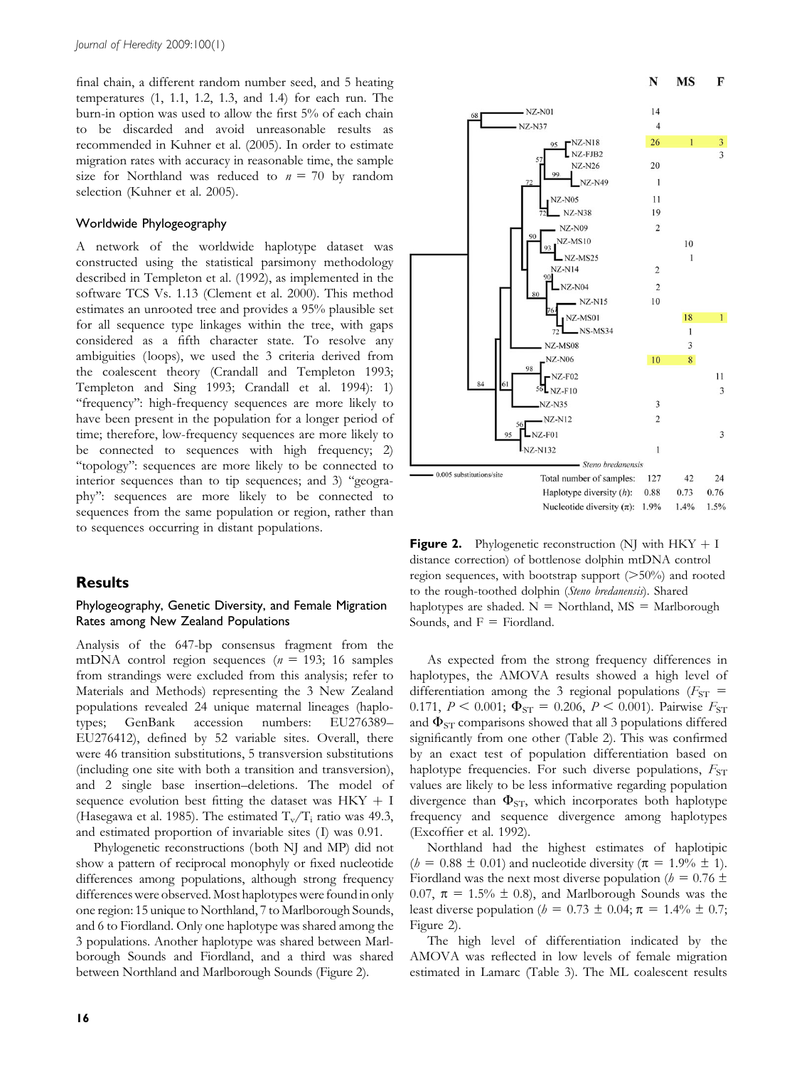final chain, a different random number seed, and 5 heating temperatures (1, 1.1, 1.2, 1.3, and 1.4) for each run. The burn-in option was used to allow the first 5% of each chain to be discarded and avoid unreasonable results as recommended in Kuhner et al. (2005). In order to estimate migration rates with accuracy in reasonable time, the sample size for Northland was reduced to $n = 70$ by random selection (Kuhner et al. 2005).

### Worldwide Phylogeography

A network of the worldwide haplotype dataset was constructed using the statistical parsimony methodology described in Templeton et al. (1992), as implemented in the software TCS Vs. 1.13 (Clement et al. 2000). This method estimates an unrooted tree and provides a 95% plausible set for all sequence type linkages within the tree, with gaps considered as a fifth character state. To resolve any ambiguities (loops), we used the 3 criteria derived from the coalescent theory (Crandall and Templeton 1993; Templeton and Sing 1993; Crandall et al. 1994): 1) "frequency": high-frequency sequences are more likely to have been present in the population for a longer period of time; therefore, low-frequency sequences are more likely to be connected to sequences with high frequency; 2) "topology": sequences are more likely to be connected to interior sequences than to tip sequences; and 3) "geography": sequences are more likely to be connected to sequences from the same population or region, rather than to sequences occurring in distant populations.

## Results

### Phylogeography, Genetic Diversity, and Female Migration Rates among New Zealand Populations

Analysis of the 647-bp consensus fragment from the mtDNA control region sequences ($n = 193$; 16 samples from strandings were excluded from this analysis; refer to Materials and Methods) representing the 3 New Zealand populations revealed 24 unique maternal lineages (haplotypes; GenBank accession numbers: EU276389–EU276412), defined by 52 variable sites. Overall, there were 46 transition substitutions, 5 transversion substitutions (including one site with both a transition and transversion), and 2 single base insertion–deletions. The model of sequence evolution best fitting the dataset was HKY + I (Hasegawa et al. 1985). The estimated $T_v/T_i$ ratio was 49.3, and estimated proportion of invariable sites (I) was 0.91.

Phylogenetic reconstructions (both NJ and MP) did not show a pattern of reciprocal monophyly or fixed nucleotide differences among populations, although strong frequency differences were observed. Most haplotypes were found in only one region: 15 unique to Northland, 7 to Marlborough Sounds, and 6 to Fiordland. Only one haplotype was shared among the 3 populations. Another haplotype was shared between Marlborough Sounds and Fiordland, and a third was shared between Northland and Marlborough Sounds (Figure 2).

| Haplotype | N | MS | F |
|---|---|---|---|
| NZ-N01 | 14 | | |
| NZ-N37 | 4 | | |
| NZ-N18 | 26 | 1 | 3 |
| NZ-FJB2 | | | 3 |
| NZ-N26 | 20 | | |
| NZ-N49 | 1 | | |
| NZ-N05 | 11 | | |
| NZ-N38 | 19 | | |
| NZ-N09 | 2 | | |
| NZ-MS10 | | 10 | |
| NZ-MS25 | | 1 | |
| NZ-N14 | 2 | | |
| NZ-N04 | 2 | | |
| NZ-N15 | 10 | | |
| NZ-MS01 | | 18 | 1 |
| NS-MS34 | | 1 | |
| NZ-MS08 | | 3 | |
| NZ-N06 | 10 | 8 | |
| NZ-F02 | | | 11 |
| NZ-F10 | | | 3 |
| NZ-N35 | 3 | | |
| NZ-N12 | 2 | | |
| NZ-F01 | | | 3 |
| NZ-N132 | 1 | | |
| Total number of samples: | 127 | 42 | 24 |
| Haplotype diversity ($h$): | 0.88 | 0.73 | 0.76 |
| Nucleotide diversity ($\pi$): | 1.9% | 1.4% | 1.5% |

**Figure 2.** Phylogenetic reconstruction (NJ with HKY + I distance correction) of bottlenose dolphin mtDNA control region sequences, with bootstrap support (>50%) and rooted to the rough-toothed dolphin (*Steno bredanensis*). Shared haplotypes are shaded. N = Northland, MS = Marlborough Sounds, and F = Fiordland.

As expected from the strong frequency differences in haplotypes, the AMOVA results showed a high level of differentiation among the 3 regional populations ($F_{ST} = 0.171$, $P < 0.001$; $\Phi_{ST} = 0.206$, $P < 0.001$). Pairwise $F_{ST}$ and $\Phi_{ST}$ comparisons showed that all 3 populations differed significantly from one other (Table 2). This was confirmed by an exact test of population differentiation based on haplotype frequencies. For such diverse populations, $F_{ST}$ values are likely to be less informative regarding population divergence than $\Phi_{ST}$, which incorporates both haplotype frequency and sequence divergence among haplotypes (Excoffier et al. 1992).

Northland had the highest estimates of haplotipic ($h = 0.88 \pm 0.01$) and nucleotide diversity ($\pi = 1.9\% \pm 1$). Fiordland was the next most diverse population ($h = 0.76 \pm 0.07$, $\pi = 1.5\% \pm 0.8$), and Marlborough Sounds was the least diverse population ($h = 0.73 \pm 0.04$; $\pi = 1.4\% \pm 0.7$; Figure 2).

The high level of differentiation indicated by the AMOVA was reflected in low levels of female migration estimated in Lamarc (Table 3). The ML coalescent results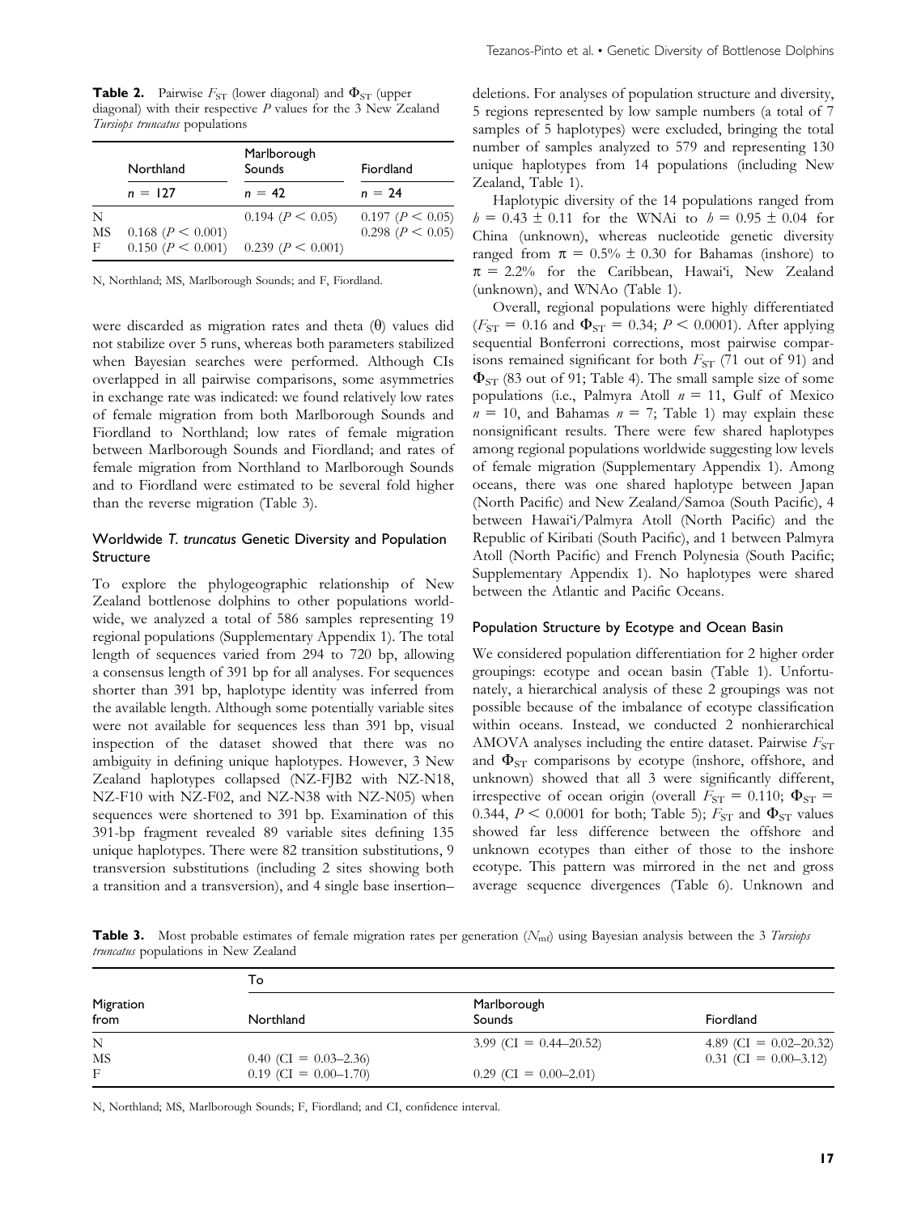**Table 2.** Pairwise $F_{ST}$ (lower diagonal) and $\Phi_{ST}$ (upper diagonal) with their respective $P$ values for the 3 New Zealand *Tursiops truncatus* populations

| | Northland | Marlborough Sounds | Fiordland |
|---|---|---|---|
| | $n = 127$ | $n = 42$ | $n = 24$ |
| N | | 0.194 ($P < 0.05$) | 0.197 ($P < 0.05$) |
| MS | 0.168 ($P < 0.001$) | | 0.298 ($P < 0.05$) |
| F | 0.150 ($P < 0.001$) | 0.239 ($P < 0.001$) | |

N, Northland; MS, Marlborough Sounds; and F, Fiordland.

were discarded as migration rates and theta (θ) values did not stabilize over 5 runs, whereas both parameters stabilized when Bayesian searches were performed. Although CIs overlapped in all pairwise comparisons, some asymmetries in exchange rate was indicated: we found relatively low rates of female migration from both Marlborough Sounds and Fiordland to Northland; low rates of female migration between Marlborough Sounds and Fiordland; and rates of female migration from Northland to Marlborough Sounds and to Fiordland were estimated to be several fold higher than the reverse migration (Table 3).

### Worldwide *T. truncatus* Genetic Diversity and Population Structure

To explore the phylogeographic relationship of New Zealand bottlenose dolphins to other populations worldwide, we analyzed a total of 586 samples representing 19 regional populations (Supplementary Appendix 1). The total length of sequences varied from 294 to 720 bp, allowing a consensus length of 391 bp for all analyses. For sequences shorter than 391 bp, haplotype identity was inferred from the available length. Although some potentially variable sites were not available for sequences less than 391 bp, visual inspection of the dataset showed that there was no ambiguity in defining unique haplotypes. However, 3 New Zealand haplotypes collapsed (NZ-FJB2 with NZ-N18, NZ-F10 with NZ-F02, and NZ-N38 with NZ-N05) when sequences were shortened to 391 bp. Examination of this 391-bp fragment revealed 89 variable sites defining 135 unique haplotypes. There were 82 transition substitutions, 9 transversion substitutions (including 2 sites showing both a transition and a transversion), and 4 single base insertion–deletions. For analyses of population structure and diversity, 5 regions represented by low sample numbers (a total of 7 samples of 5 haplotypes) were excluded, bringing the total number of samples analyzed to 579 and representing 130 unique haplotypes from 14 populations (including New Zealand, Table 1).

Haplotypic diversity of the 14 populations ranged from $h = 0.43 \pm 0.11$ for the WNAi to $h = 0.95 \pm 0.04$ for China (unknown), whereas nucleotide genetic diversity ranged from $\pi = 0.5\% \pm 0.30$ for Bahamas (inshore) to $\pi = 2.2\%$ for the Caribbean, Hawai'i, New Zealand (unknown), and WNAo (Table 1).

Overall, regional populations were highly differentiated ($F_{ST} = 0.16$ and $\Phi_{ST} = 0.34$; $P < 0.0001$). After applying sequential Bonferroni corrections, most pairwise comparisons remained significant for both $F_{ST}$ (71 out of 91) and $\Phi_{ST}$ (83 out of 91; Table 4). The small sample size of some populations (i.e., Palmyra Atoll $n = 11$, Gulf of Mexico $n = 10$, and Bahamas $n = 7$; Table 1) may explain these nonsignificant results. There were few shared haplotypes among regional populations worldwide suggesting low levels of female migration (Supplementary Appendix 1). Among oceans, there was one shared haplotype between Japan (North Pacific) and New Zealand/Samoa (South Pacific), 4 between Hawai'i/Palmyra Atoll (North Pacific) and the Republic of Kiribati (South Pacific), and 1 between Palmyra Atoll (North Pacific) and French Polynesia (South Pacific; Supplementary Appendix 1). No haplotypes were shared between the Atlantic and Pacific Oceans.

### Population Structure by Ecotype and Ocean Basin

We considered population differentiation for 2 higher order groupings: ecotype and ocean basin (Table 1). Unfortunately, a hierarchical analysis of these 2 groupings was not possible because of the imbalance of ecotype classification within oceans. Instead, we conducted 2 nonhierarchical AMOVA analyses including the entire dataset. Pairwise $F_{ST}$ and $\Phi_{ST}$ comparisons by ecotype (inshore, offshore, and unknown) showed that all 3 were significantly different, irrespective of ocean origin (overall $F_{ST} = 0.110$; $\Phi_{ST} = 0.344$, $P < 0.0001$ for both; Table 5); $F_{ST}$ and $\Phi_{ST}$ values showed far less difference between the offshore and unknown ecotypes than either of those to the inshore ecotype. This pattern was mirrored in the net and gross average sequence divergences (Table 6). Unknown and

**Table 3.** Most probable estimates of female migration rates per generation ($N_{mf}$) using Bayesian analysis between the 3 *Tursiops truncatus* populations in New Zealand

| Migration from | To Northland | Marlborough Sounds | Fiordland |
|---|---|---|---|
| N | | 3.99 (CI = 0.44–20.52) | 4.89 (CI = 0.02–20.32) |
| MS | 0.40 (CI = 0.03–2.36) | | 0.31 (CI = 0.00–3.12) |
| F | 0.19 (CI = 0.00–1.70) | 0.29 (CI = 0.00–2.01) | |

N, Northland; MS, Marlborough Sounds; F, Fiordland; and CI, confidence interval.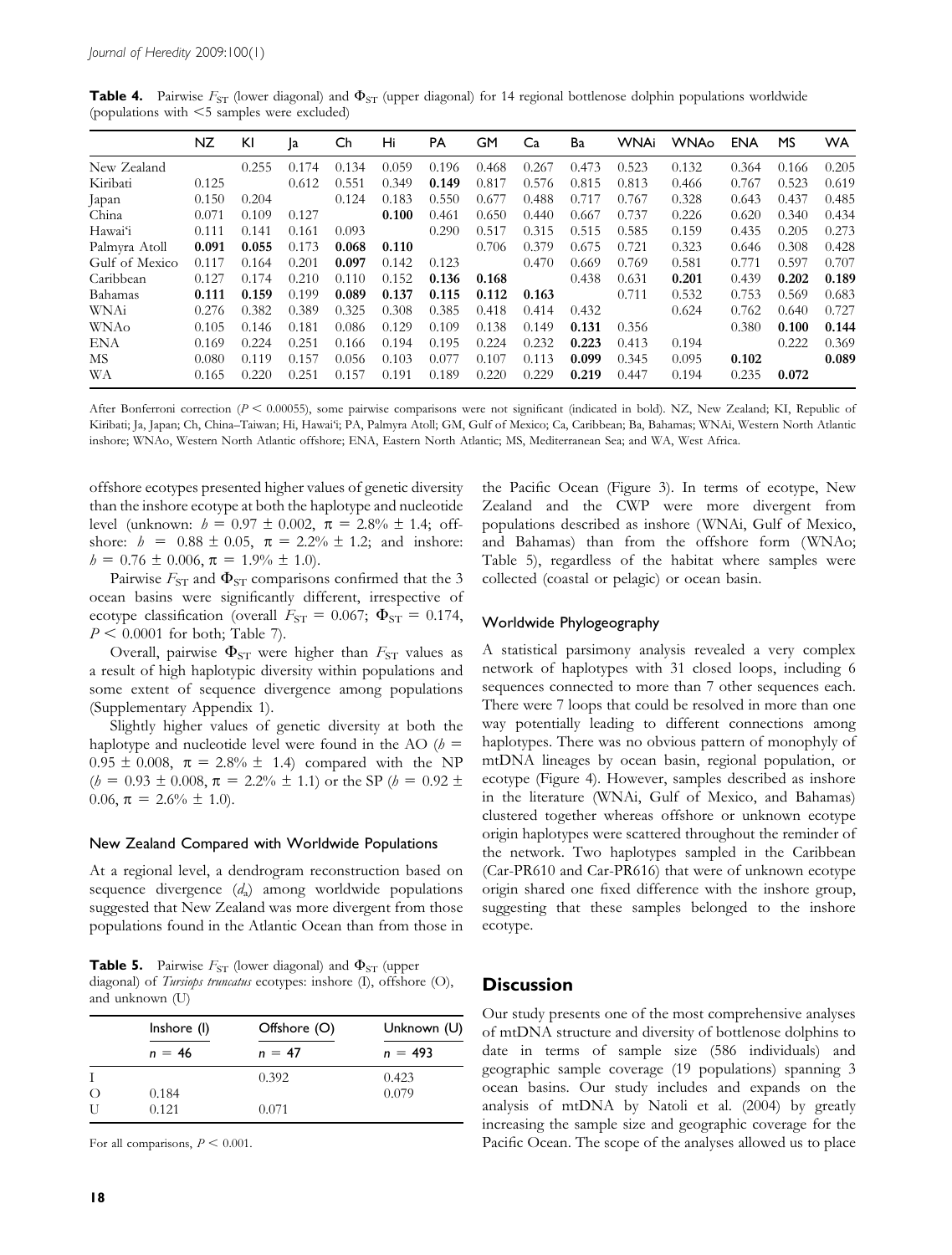**Table 4.** Pairwise $F_{ST}$ (lower diagonal) and $\Phi_{ST}$ (upper diagonal) for 14 regional bottlenose dolphin populations worldwide (populations with <5 samples were excluded)

| | NZ | KI | Ja | Ch | Hi | PA | GM | Ca | Ba | WNAi | WNAo | ENA | MS | WA |
|---|---|---|---|---|---|---|---|---|---|---|---|---|---|---|
| New Zealand | | 0.255 | 0.174 | 0.134 | 0.059 | 0.196 | 0.468 | 0.267 | 0.473 | 0.523 | 0.132 | 0.364 | 0.166 | 0.205 |
| Kiribati | 0.125 | | 0.612 | 0.551 | 0.349 | **0.149** | 0.817 | 0.576 | 0.815 | 0.813 | 0.466 | 0.767 | 0.523 | 0.619 |
| Japan | 0.150 | 0.204 | | 0.124 | 0.183 | 0.550 | 0.677 | 0.488 | 0.717 | 0.767 | 0.328 | 0.643 | 0.437 | 0.485 |
| China | 0.071 | 0.109 | 0.127 | | **0.100** | 0.461 | 0.650 | 0.440 | 0.667 | 0.737 | 0.226 | 0.620 | 0.340 | 0.434 |
| Hawai'i | 0.111 | 0.141 | 0.161 | 0.093 | | 0.290 | 0.517 | 0.315 | 0.515 | 0.585 | 0.159 | 0.435 | 0.205 | 0.273 |
| Palmyra Atoll | **0.091** | **0.055** | 0.173 | **0.068** | **0.110** | | 0.706 | 0.379 | 0.675 | 0.721 | 0.323 | 0.646 | 0.308 | 0.428 |
| Gulf of Mexico | 0.117 | 0.164 | 0.201 | **0.097** | 0.142 | 0.123 | | 0.470 | 0.669 | 0.769 | 0.581 | 0.771 | 0.597 | 0.707 |
| Caribbean | 0.127 | 0.174 | 0.210 | 0.110 | 0.152 | **0.136** | **0.168** | | 0.438 | 0.631 | **0.201** | 0.439 | **0.202** | **0.189** |
| Bahamas | **0.111** | **0.159** | 0.199 | **0.089** | **0.137** | **0.115** | **0.112** | **0.163** | | 0.711 | 0.532 | 0.753 | 0.569 | 0.683 |
| WNAi | 0.276 | 0.382 | 0.389 | 0.325 | 0.308 | 0.385 | 0.418 | 0.414 | 0.432 | | 0.624 | 0.762 | 0.640 | 0.727 |
| WNAo | 0.105 | 0.146 | 0.181 | 0.086 | 0.129 | 0.109 | 0.138 | 0.149 | **0.131** | 0.356 | | 0.380 | **0.100** | **0.144** |
| ENA | 0.169 | 0.224 | 0.251 | 0.166 | 0.194 | 0.195 | 0.224 | 0.232 | **0.223** | 0.413 | 0.194 | | 0.222 | 0.369 |
| MS | 0.080 | 0.119 | 0.157 | 0.056 | 0.103 | 0.077 | 0.107 | 0.113 | **0.099** | 0.345 | 0.095 | **0.102** | | **0.089** |
| WA | 0.165 | 0.220 | 0.251 | 0.157 | 0.191 | 0.189 | 0.220 | 0.229 | **0.219** | 0.447 | 0.194 | 0.235 | **0.072** | |

After Bonferroni correction ($P < 0.00055$), some pairwise comparisons were not significant (indicated in bold). NZ, New Zealand; KI, Republic of Kiribati; Ja, Japan; Ch, China–Taiwan; Hi, Hawai'i; PA, Palmyra Atoll; GM, Gulf of Mexico; Ca, Caribbean; Ba, Bahamas; WNAi, Western North Atlantic inshore; WNAo, Western North Atlantic offshore; ENA, Eastern North Atlantic; MS, Mediterranean Sea; and WA, West Africa.

offshore ecotypes presented higher values of genetic diversity than the inshore ecotype at both the haplotype and nucleotide level (unknown: $h = 0.97 \pm 0.002$, $\pi = 2.8\% \pm 1.4$; offshore: $h = 0.88 \pm 0.05$, $\pi = 2.2\% \pm 1.2$; and inshore: $h = 0.76 \pm 0.006$, $\pi = 1.9\% \pm 1.0$).

Pairwise $F_{ST}$ and $\Phi_{ST}$ comparisons confirmed that the 3 ocean basins were significantly different, irrespective of ecotype classification (overall $F_{ST} = 0.067$; $\Phi_{ST} = 0.174$, $P < 0.0001$ for both; Table 7).

Overall, pairwise $\Phi_{ST}$ were higher than $F_{ST}$ values as a result of high haplotypic diversity within populations and some extent of sequence divergence among populations (Supplementary Appendix 1).

Slightly higher values of genetic diversity at both the haplotype and nucleotide level were found in the AO ($h = 0.95 \pm 0.008$, $\pi = 2.8\% \pm 1.4$) compared with the NP ($h = 0.93 \pm 0.008$, $\pi = 2.2\% \pm 1.1$) or the SP ($h = 0.92 \pm 0.06$, $\pi = 2.6\% \pm 1.0$).

### New Zealand Compared with Worldwide Populations

At a regional level, a dendrogram reconstruction based on sequence divergence ($d_a$) among worldwide populations suggested that New Zealand was more divergent from those populations found in the Atlantic Ocean than from those in the Pacific Ocean (Figure 3). In terms of ecotype, New Zealand and the CWP were more divergent from populations described as inshore (WNAi, Gulf of Mexico, and Bahamas) than from the offshore form (WNAo; Table 5), regardless of the habitat where samples were collected (coastal or pelagic) or ocean basin.

**Table 5.** Pairwise $F_{ST}$ (lower diagonal) and $\Phi_{ST}$ (upper diagonal) of *Tursiops truncatus* ecotypes: inshore (I), offshore (O), and unknown (U)

| | Inshore (I) | Offshore (O) | Unknown (U) |
|---|---|---|---|
| | $n = 46$ | $n = 47$ | $n = 493$ |
| I | | 0.392 | 0.423 |
| O | 0.184 | | 0.079 |
| U | 0.121 | 0.071 | |

For all comparisons, $P < 0.001$.

### Worldwide Phylogeography

A statistical parsimony analysis revealed a very complex network of haplotypes with 31 closed loops, including 6 sequences connected to more than 7 other sequences each. There were 7 loops that could be resolved in more than one way potentially leading to different connections among haplotypes. There was no obvious pattern of monophyly of mtDNA lineages by ocean basin, regional population, or ecotype (Figure 4). However, samples described as inshore in the literature (WNAi, Gulf of Mexico, and Bahamas) clustered together whereas offshore or unknown ecotype origin haplotypes were scattered throughout the reminder of the network. Two haplotypes sampled in the Caribbean (Car-PR610 and Car-PR616) that were of unknown ecotype origin shared one fixed difference with the inshore group, suggesting that these samples belonged to the inshore ecotype.

## Discussion

Our study presents one of the most comprehensive analyses of mtDNA structure and diversity of bottlenose dolphins to date in terms of sample size (586 individuals) and geographic sample coverage (19 populations) spanning 3 ocean basins. Our study includes and expands on the analysis of mtDNA by Natoli et al. (2004) by greatly increasing the sample size and geographic coverage for the Pacific Ocean. The scope of the analyses allowed us to place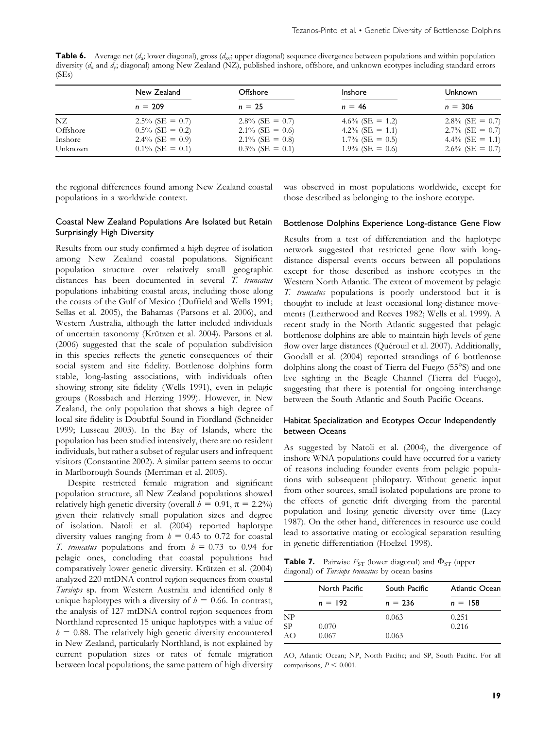**Table 6.** Average net ($d_a$; lower diagonal), gross ($d_{xy}$; upper diagonal) sequence divergence between populations and within population diversity ($d_x$ and $d_y$; diagonal) among New Zealand (NZ), published inshore, offshore, and unknown ecotypes including standard errors (SEs)

| | New Zealand | Offshore | Inshore | Unknown |
|---|---|---|---|---|
| | $n$ = 209 | $n$ = 25 | $n$ = 46 | $n$ = 306 |
| NZ | 2.5% (SE = 0.7) | 2.8% (SE = 0.7) | 4.6% (SE = 1.2) | 2.8% (SE = 0.7) |
| Offshore | 0.5% (SE = 0.2) | 2.1% (SE = 0.6) | 4.2% (SE = 1.1) | 2.7% (SE = 0.7) |
| Inshore | 2.4% (SE = 0.9) | 2.1% (SE = 0.8) | 1.7% (SE = 0.5) | 4.4% (SE = 1.1) |
| Unknown | 0.1% (SE = 0.1) | 0.3% (SE = 0.1) | 1.9% (SE = 0.6) | 2.6% (SE = 0.7) |

the regional differences found among New Zealand coastal populations in a worldwide context.

### Coastal New Zealand Populations Are Isolated but Retain Surprisingly High Diversity

Results from our study confirmed a high degree of isolation among New Zealand coastal populations. Significant population structure over relatively small geographic distances has been documented in several *T. truncatus* populations inhabiting coastal areas, including those along the coasts of the Gulf of Mexico (Duffield and Wells 1991; Sellas et al. 2005), the Bahamas (Parsons et al. 2006), and Western Australia, although the latter included individuals of uncertain taxonomy (Krützen et al. 2004). Parsons et al. (2006) suggested that the scale of population subdivision in this species reflects the genetic consequences of their social system and site fidelity. Bottlenose dolphins form stable, long-lasting associations, with individuals often showing strong site fidelity (Wells 1991), even in pelagic groups (Rossbach and Herzing 1999). However, in New Zealand, the only population that shows a high degree of local site fidelity is Doubtful Sound in Fiordland (Schneider 1999; Lusseau 2003). In the Bay of Islands, where the population has been studied intensively, there are no resident individuals, but rather a subset of regular users and infrequent visitors (Constantine 2002). A similar pattern seems to occur in Marlborough Sounds (Merriman et al. 2005).

Despite restricted female migration and significant population structure, all New Zealand populations showed relatively high genetic diversity (overall $h$ = 0.91, $\pi$ = 2.2%) given their relatively small population sizes and degree of isolation. Natoli et al. (2004) reported haplotype diversity values ranging from $h$ = 0.43 to 0.72 for coastal *T. truncatus* populations and from $h$ = 0.73 to 0.94 for pelagic ones, concluding that coastal populations had comparatively lower genetic diversity. Krützen et al. (2004) analyzed 220 mtDNA control region sequences from coastal *Tursiops* sp. from Western Australia and identified only 8 unique haplotypes with a diversity of $h$ = 0.66. In contrast, the analysis of 127 mtDNA control region sequences from Northland represented 15 unique haplotypes with a value of $h$ = 0.88. The relatively high genetic diversity encountered in New Zealand, particularly Northland, is not explained by current population sizes or rates of female migration between local populations; the same pattern of high diversity was observed in most populations worldwide, except for those described as belonging to the inshore ecotype.

### Bottlenose Dolphins Experience Long-distance Gene Flow

Results from a test of differentiation and the haplotype network suggested that restricted gene flow with long-distance dispersal events occurs between all populations except for those described as inshore ecotypes in the Western North Atlantic. The extent of movement by pelagic *T. truncatus* populations is poorly understood but it is thought to include at least occasional long-distance movements (Leatherwood and Reeves 1982; Wells et al. 1999). A recent study in the North Atlantic suggested that pelagic bottlenose dolphins are able to maintain high levels of gene flow over large distances (Quérouil et al. 2007). Additionally, Goodall et al. (2004) reported strandings of 6 bottlenose dolphins along the coast of Tierra del Fuego (55°S) and one live sighting in the Beagle Channel (Tierra del Fuego), suggesting that there is potential for ongoing interchange between the South Atlantic and South Pacific Oceans.

### Habitat Specialization and Ecotypes Occur Independently between Oceans

As suggested by Natoli et al. (2004), the divergence of inshore WNA populations could have occurred for a variety of reasons including founder events from pelagic populations with subsequent philopatry. Without genetic input from other sources, small isolated populations are prone to the effects of genetic drift diverging from the parental population and losing genetic diversity over time (Lacy 1987). On the other hand, differences in resource use could lead to assortative mating or ecological separation resulting in genetic differentiation (Hoelzel 1998).

**Table 7.** Pairwise $F_{ST}$ (lower diagonal) and $\Phi_{ST}$ (upper diagonal) of *Tursiops truncatus* by ocean basins

| | North Pacific | South Pacific | Atlantic Ocean |
|---|---|---|---|
| | $n$ = 192 | $n$ = 236 | $n$ = 158 |
| NP | | 0.063 | 0.251 |
| SP | 0.070 | | 0.216 |
| AO | 0.067 | 0.063 | |

AO, Atlantic Ocean; NP, North Pacific; and SP, South Pacific. For all comparisons, $P$ < 0.001.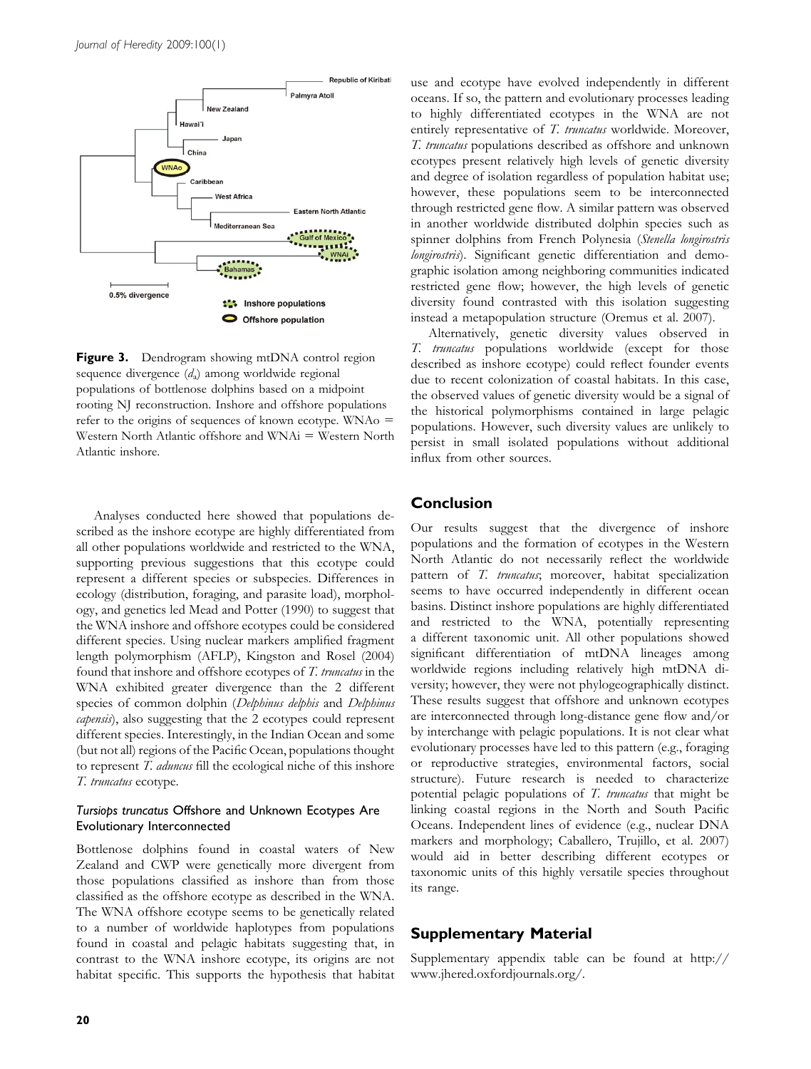**Figure 3.** Dendrogram showing mtDNA control region sequence divergence ($d_a$) among worldwide regional populations of bottlenose dolphins based on a midpoint rooting NJ reconstruction. Inshore and offshore populations refer to the origins of sequences of known ecotype. WNAo = Western North Atlantic offshore and WNAi = Western North Atlantic inshore.

Analyses conducted here showed that populations described as the inshore ecotype are highly differentiated from all other populations worldwide and restricted to the WNA, supporting previous suggestions that this ecotype could represent a different species or subspecies. Differences in ecology (distribution, foraging, and parasite load), morphology, and genetics led Mead and Potter (1990) to suggest that the WNA inshore and offshore ecotypes could be considered different species. Using nuclear markers amplified fragment length polymorphism (AFLP), Kingston and Rosel (2004) found that inshore and offshore ecotypes of *T. truncatus* in the WNA exhibited greater divergence than the 2 different species of common dolphin (*Delphinus delphis* and *Delphinus capensis*), also suggesting that the 2 ecotypes could represent different species. Interestingly, in the Indian Ocean and some (but not all) regions of the Pacific Ocean, populations thought to represent *T. aduncus* fill the ecological niche of this inshore *T. truncatus* ecotype.

### *Tursiops truncatus* Offshore and Unknown Ecotypes Are Evolutionary Interconnected

Bottlenose dolphins found in coastal waters of New Zealand and CWP were genetically more divergent from those populations classified as inshore than from those classified as the offshore ecotype as described in the WNA. The WNA offshore ecotype seems to be genetically related to a number of worldwide haplotypes from populations found in coastal and pelagic habitats suggesting that, in contrast to the WNA inshore ecotype, its origins are not habitat specific. This supports the hypothesis that habitat use and ecotype have evolved independently in different oceans. If so, the pattern and evolutionary processes leading to highly differentiated ecotypes in the WNA are not entirely representative of *T. truncatus* worldwide. Moreover, *T. truncatus* populations described as offshore and unknown ecotypes present relatively high levels of genetic diversity and degree of isolation regardless of population habitat use; however, these populations seem to be interconnected through restricted gene flow. A similar pattern was observed in another worldwide distributed dolphin species such as spinner dolphins from French Polynesia (*Stenella longirostris longirostris*). Significant genetic differentiation and demographic isolation among neighboring communities indicated restricted gene flow; however, the high levels of genetic diversity found contrasted with this isolation suggesting instead a metapopulation structure (Oremus et al. 2007).

Alternatively, genetic diversity values observed in *T. truncatus* populations worldwide (except for those described as inshore ecotype) could reflect founder events due to recent colonization of coastal habitats. In this case, the observed values of genetic diversity would be a signal of the historical polymorphisms contained in large pelagic populations. However, such diversity values are unlikely to persist in small isolated populations without additional influx from other sources.

## Conclusion

Our results suggest that the divergence of inshore populations and the formation of ecotypes in the Western North Atlantic do not necessarily reflect the worldwide pattern of *T. truncatus*; moreover, habitat specialization seems to have occurred independently in different ocean basins. Distinct inshore populations are highly differentiated and restricted to the WNA, potentially representing a different taxonomic unit. All other populations showed significant differentiation of mtDNA lineages among worldwide regions including relatively high mtDNA diversity; however, they were not phylogeographically distinct. These results suggest that offshore and unknown ecotypes are interconnected through long-distance gene flow and/or by interchange with pelagic populations. It is not clear what evolutionary processes have led to this pattern (e.g., foraging or reproductive strategies, environmental factors, social structure). Future research is needed to characterize potential pelagic populations of *T. truncatus* that might be linking coastal regions in the North and South Pacific Oceans. Independent lines of evidence (e.g., nuclear DNA markers and morphology; Caballero, Trujillo, et al. 2007) would aid in better describing different ecotypes or taxonomic units of this highly versatile species throughout its range.

## Supplementary Material

Supplementary appendix table can be found at http://www.jhered.oxfordjournals.org/.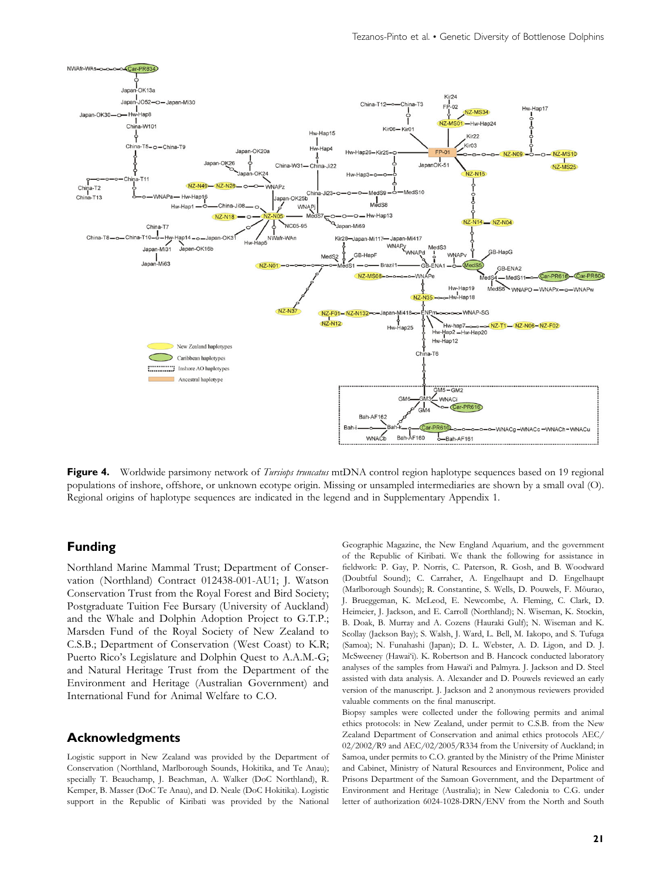**Figure 4.** Worldwide parsimony network of *Tursiops truncatus* mtDNA control region haplotype sequences based on 19 regional populations of inshore, offshore, or unknown ecotype origin. Missing or unsampled intermediaries are shown by a small oval (O). Regional origins of haplotype sequences are indicated in the legend and in Supplementary Appendix 1.

## Funding

Northland Marine Mammal Trust; Department of Conservation (Northland) Contract 012438-001-AU1; J. Watson Conservation Trust from the Royal Forest and Bird Society; Postgraduate Tuition Fee Bursary (University of Auckland) and the Whale and Dolphin Adoption Project to G.T.P.; Marsden Fund of the Royal Society of New Zealand to C.S.B.; Department of Conservation (West Coast) to K.R; Puerto Rico's Legislature and Dolphin Quest to A.A.M.-G; and Natural Heritage Trust from the Department of the Environment and Heritage (Australian Government) and International Fund for Animal Welfare to C.O.

## Acknowledgments

Logistic support in New Zealand was provided by the Department of Conservation (Northland, Marlborough Sounds, Hokitika, and Te Anau); specially T. Beauchamp, J. Beachman, A. Walker (DoC Northland), R. Kemper, B. Masser (DoC Te Anau), and D. Neale (DoC Hokitika). Logistic support in the Republic of Kiribati was provided by the National Geographic Magazine, the New England Aquarium, and the government of the Republic of Kiribati. We thank the following for assistance in fieldwork: P. Gay, P. Norris, C. Paterson, R. Gosh, and B. Woodward (Doubtful Sound); C. Carraher, A. Engelhaupt and D. Engelhaupt (Marlborough Sounds); R. Constantine, S. Wells, D. Pouwels, F. Mōurao, J. Brueggeman, K. McLeod, E. Newcombe, A. Fleming, C. Clark, D. Heimeier, J. Jackson, and E. Carroll (Northland); N. Wiseman, K. Stockin, B. Doak, B. Murray and A. Cozens (Hauraki Gulf); N. Wiseman and K. Scollay (Jackson Bay); S. Walsh, J. Ward, L. Bell, M. Iakopo, and S. Tufuga (Samoa); N. Funahashi (Japan); D. L. Webster, A. D. Ligon, and D. J. McSweeney (Hawai'i). K. Robertson and B. Hancock conducted laboratory analyses of the samples from Hawai'i and Palmyra. J. Jackson and D. Steel assisted with data analysis. A. Alexander and D. Pouwels reviewed an early version of the manuscript. J. Jackson and 2 anonymous reviewers provided valuable comments on the final manuscript.

Biopsy samples were collected under the following permits and animal ethics protocols: in New Zealand, under permit to C.S.B. from the New Zealand Department of Conservation and animal ethics protocols AEC/02/2002/R9 and AEC/02/2005/R334 from the University of Auckland; in Samoa, under permits to C.O. granted by the Ministry of the Prime Minister and Cabinet, Ministry of Natural Resources and Environment, Police and Prisons Department of the Samoan Government, and the Department of Environment and Heritage (Australia); in New Caledonia to C.G. under letter of authorization 6024-1028-DRN/ENV from the North and South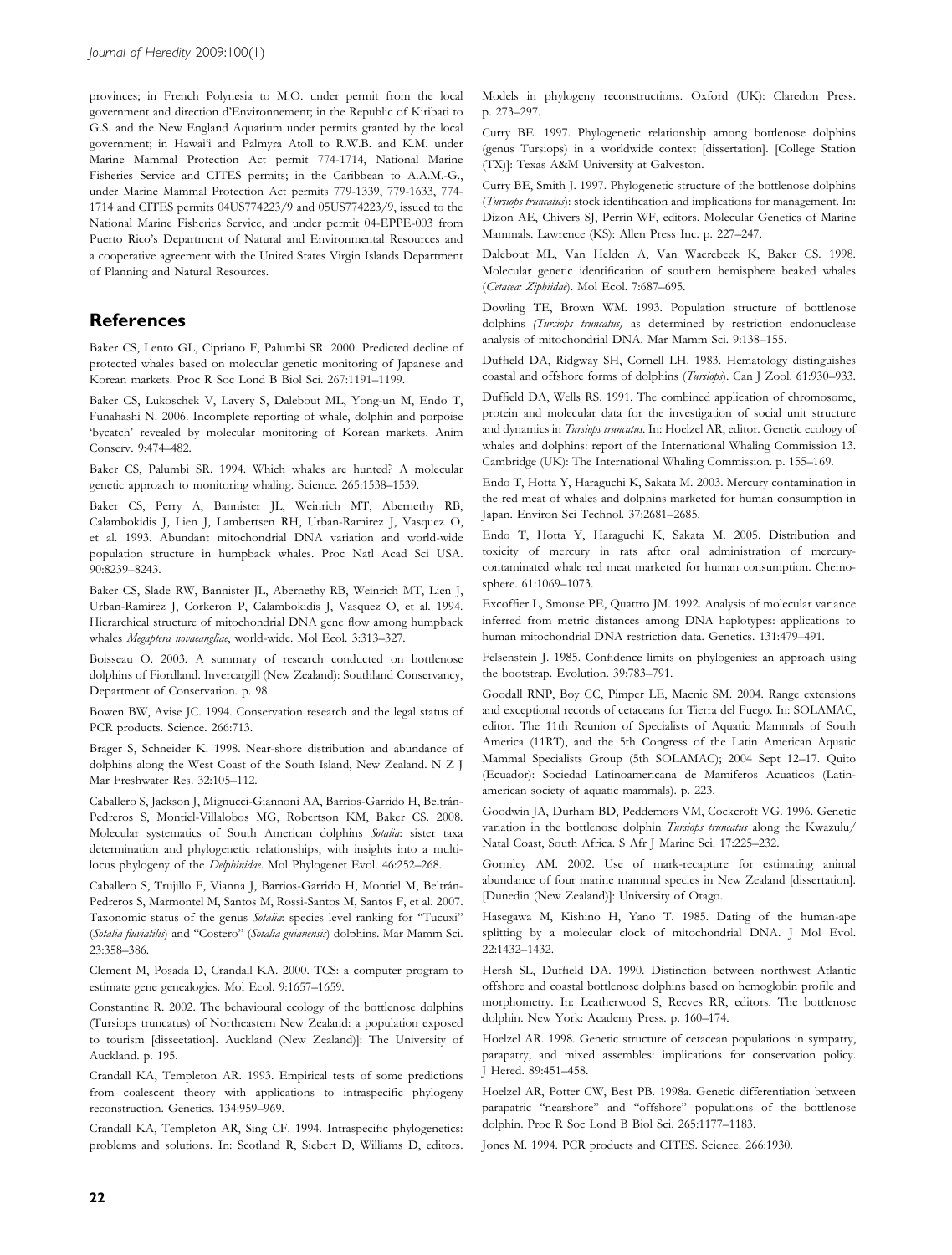provinces; in French Polynesia to M.O. under permit from the local government and direction d'Environnement; in the Republic of Kiribati to G.S. and the New England Aquarium under permits granted by the local government; in Hawai'i and Palmyra Atoll to R.W.B. and K.M. under Marine Mammal Protection Act permit 774-1714, National Marine Fisheries Service and CITES permits; in the Caribbean to A.A.M.-G., under Marine Mammal Protection Act permits 779-1339, 779-1633, 774-1714 and CITES permits 04US774223/9 and 05US774223/9, issued to the National Marine Fisheries Service, and under permit 04-EPPE-003 from Puerto Rico's Department of Natural and Environmental Resources and a cooperative agreement with the United States Virgin Islands Department of Planning and Natural Resources.

## References

Baker CS, Lento GL, Cipriano F, Palumbi SR. 2000. Predicted decline of protected whales based on molecular genetic monitoring of Japanese and Korean markets. Proc R Soc Lond B Biol Sci. 267:1191–1199.

Baker CS, Lukoschek V, Lavery S, Dalebout ML, Yong-un M, Endo T, Funahashi N. 2006. Incomplete reporting of whale, dolphin and porpoise 'bycatch' revealed by molecular monitoring of Korean markets. Anim Conserv. 9:474–482.

Baker CS, Palumbi SR. 1994. Which whales are hunted? A molecular genetic approach to monitoring whaling. Science. 265:1538–1539.

Baker CS, Perry A, Bannister JL, Weinrich MT, Abernethy RB, Calambokidis J, Lien J, Lambertsen RH, Urban-Ramirez J, Vasquez O, et al. 1993. Abundant mitochondrial DNA variation and world-wide population structure in humpback whales. Proc Natl Acad Sci USA. 90:8239–8243.

Baker CS, Slade RW, Bannister JL, Abernethy RB, Weinrich MT, Lien J, Urban-Ramirez J, Corkeron P, Calambokidis J, Vasquez O, et al. 1994. Hierarchical structure of mitochondrial DNA gene flow among humpback whales *Megaptera novaeangliae*, world-wide. Mol Ecol. 3:313–327.

Boisseau O. 2003. A summary of research conducted on bottlenose dolphins of Fiordland. Invercargill (New Zealand): Southland Conservancy, Department of Conservation. p. 98.

Bowen BW, Avise JC. 1994. Conservation research and the legal status of PCR products. Science. 266:713.

Bräger S, Schneider K. 1998. Near-shore distribution and abundance of dolphins along the West Coast of the South Island, New Zealand. N Z J Mar Freshwater Res. 32:105–112.

Caballero S, Jackson J, Mignucci-Giannoni AA, Barrios-Garrido H, Beltrán-Pedreros S, Montiel-Villalobos MG, Robertson KM, Baker CS. 2008. Molecular systematics of South American dolphins *Sotalia*: sister taxa determination and phylogenetic relationships, with insights into a multi-locus phylogeny of the *Delphinidae*. Mol Phylogenet Evol. 46:252–268.

Caballero S, Trujillo F, Vianna J, Barrios-Garrido H, Montiel M, Beltrán-Pedreros S, Marmontel M, Santos M, Rossi-Santos M, Santos F, et al. 2007. Taxonomic status of the genus *Sotalia*: species level ranking for "Tucuxi" (*Sotalia fluviatilis*) and "Costero" (*Sotalia guianensis*) dolphins. Mar Mamm Sci. 23:358–386.

Clement M, Posada D, Crandall KA. 2000. TCS: a computer program to estimate gene genealogies. Mol Ecol. 9:1657–1659.

Constantine R. 2002. The behavioural ecology of the bottlenose dolphins (Tursiops truncatus) of Northeastern New Zealand: a population exposed to tourism [disseetation]. Auckland (New Zealand)]: The University of Auckland. p. 195.

Crandall KA, Templeton AR. 1993. Empirical tests of some predictions from coalescent theory with applications to intraspecific phylogeny reconstruction. Genetics. 134:959–969.

Crandall KA, Templeton AR, Sing CF. 1994. Intraspecific phylogenetics: problems and solutions. In: Scotland R, Siebert D, Williams D, editors. Models in phylogeny reconstructions. Oxford (UK): Claredon Press. p. 273–297.

Curry BE. 1997. Phylogenetic relationship among bottlenose dolphins (genus Tursiops) in a worldwide context [dissertation]. [College Station (TX)]: Texas A&M University at Galveston.

Curry BE, Smith J. 1997. Phylogenetic structure of the bottlenose dolphins (*Tursiops truncatus*): stock identification and implications for management. In: Dizon AE, Chivers SJ, Perrin WF, editors. Molecular Genetics of Marine Mammals. Lawrence (KS): Allen Press Inc. p. 227–247.

Dalebout ML, Van Helden A, Van Waerebeek K, Baker CS. 1998. Molecular genetic identification of southern hemisphere beaked whales (*Cetacea: Ziphiidae*). Mol Ecol. 7:687–695.

Dowling TE, Brown WM. 1993. Population structure of bottlenose dolphins *(Tursiops truncatus)* as determined by restriction endonuclease analysis of mitochondrial DNA. Mar Mamm Sci. 9:138–155.

Duffield DA, Ridgway SH, Cornell LH. 1983. Hematology distinguishes coastal and offshore forms of dolphins (*Tursiops*). Can J Zool. 61:930–933.

Duffield DA, Wells RS. 1991. The combined application of chromosome, protein and molecular data for the investigation of social unit structure and dynamics in *Tursiops truncatus*. In: Hoelzel AR, editor. Genetic ecology of whales and dolphins: report of the International Whaling Commission 13. Cambridge (UK): The International Whaling Commission. p. 155–169.

Endo T, Hotta Y, Haraguchi K, Sakata M. 2003. Mercury contamination in the red meat of whales and dolphins marketed for human consumption in Japan. Environ Sci Technol. 37:2681–2685.

Endo T, Hotta Y, Haraguchi K, Sakata M. 2005. Distribution and toxicity of mercury in rats after oral administration of mercury-contaminated whale red meat marketed for human consumption. Chemosphere. 61:1069–1073.

Excoffier L, Smouse PE, Quattro JM. 1992. Analysis of molecular variance inferred from metric distances among DNA haplotypes: applications to human mitochondrial DNA restriction data. Genetics. 131:479–491.

Felsenstein J. 1985. Confidence limits on phylogenies: an approach using the bootstrap. Evolution. 39:783–791.

Goodall RNP, Boy CC, Pimper LE, Macnie SM. 2004. Range extensions and exceptional records of cetaceans for Tierra del Fuego. In: SOLAMAC, editor. The 11th Reunion of Specialists of Aquatic Mammals of South America (11RT), and the 5th Congress of the Latin American Aquatic Mammal Specialists Group (5th SOLAMAC); 2004 Sept 12–17. Quito (Ecuador): Sociedad Latinoamericana de Mamiferos Acuaticos (Latin-american society of aquatic mammals). p. 223.

Goodwin JA, Durham BD, Peddemors VM, Cockcroft VG. 1996. Genetic variation in the bottlenose dolphin *Tursiops truncatus* along the Kwazulu/Natal Coast, South Africa. S Afr J Marine Sci. 17:225–232.

Gormley AM. 2002. Use of mark-recapture for estimating animal abundance of four marine mammal species in New Zealand [dissertation]. [Dunedin (New Zealand)]: University of Otago.

Hasegawa M, Kishino H, Yano T. 1985. Dating of the human-ape splitting by a molecular clock of mitochondrial DNA. J Mol Evol. 22:1432–1432.

Hersh SL, Duffield DA. 1990. Distinction between northwest Atlantic offshore and coastal bottlenose dolphins based on hemoglobin profile and morphometry. In: Leatherwood S, Reeves RR, editors. The bottlenose dolphin. New York: Academy Press. p. 160–174.

Hoelzel AR. 1998. Genetic structure of cetacean populations in sympatry, parapatry, and mixed assembles: implications for conservation policy. J Hered. 89:451–458.

Hoelzel AR, Potter CW, Best PB. 1998a. Genetic differentiation between parapatric "nearshore" and "offshore" populations of the bottlenose dolphin. Proc R Soc Lond B Biol Sci. 265:1177–1183.

Jones M. 1994. PCR products and CITES. Science. 266:1930.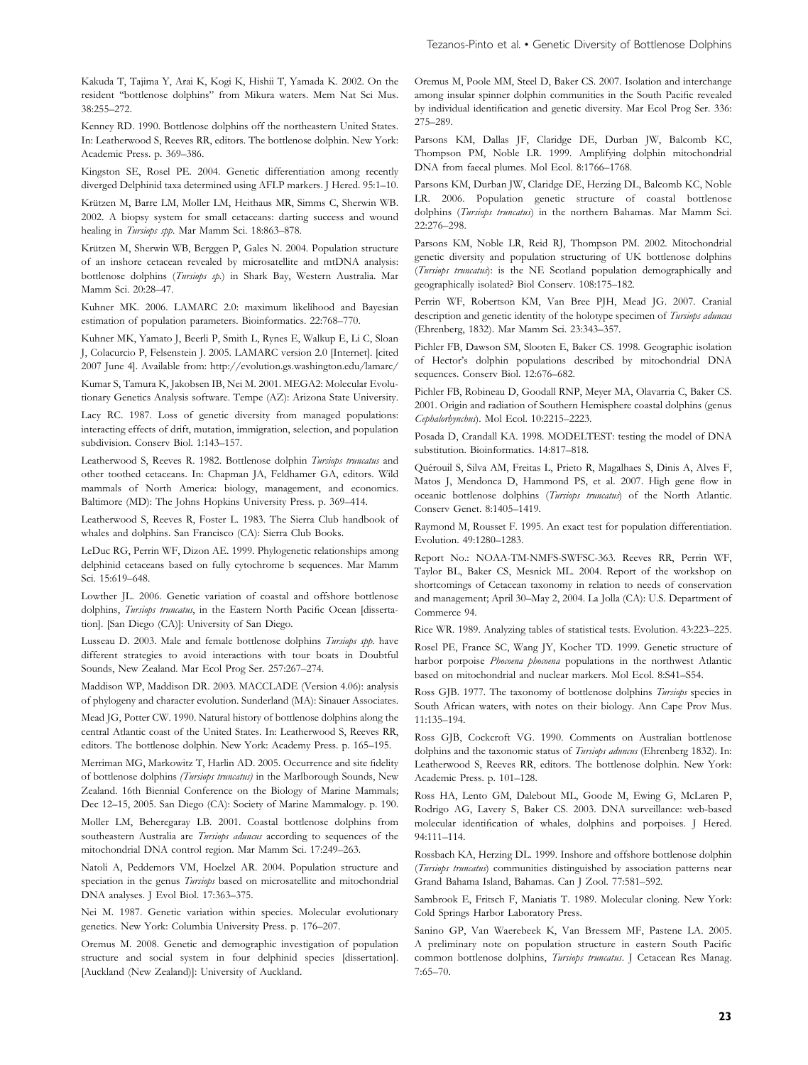Kakuda T, Tajima Y, Arai K, Kogi K, Hishii T, Yamada K. 2002. On the resident "bottlenose dolphins" from Mikura waters. Mem Nat Sci Mus. 38:255–272.

Kenney RD. 1990. Bottlenose dolphins off the northeastern United States. In: Leatherwood S, Reeves RR, editors. The bottlenose dolphin. New York: Academic Press. p. 369–386.

Kingston SE, Rosel PE. 2004. Genetic differentiation among recently diverged Delphinid taxa determined using AFLP markers. J Hered. 95:1–10.

Krützen M, Barre LM, Moller LM, Heithaus MR, Simms C, Sherwin WB. 2002. A biopsy system for small cetaceans: darting success and wound healing in *Tursiops spp*. Mar Mamm Sci. 18:863–878.

Krützen M, Sherwin WB, Berggen P, Gales N. 2004. Population structure of an inshore cetacean revealed by microsatellite and mtDNA analysis: bottlenose dolphins (*Tursiops sp.*) in Shark Bay, Western Australia. Mar Mamm Sci. 20:28–47.

Kuhner MK. 2006. LAMARC 2.0: maximum likelihood and Bayesian estimation of population parameters. Bioinformatics. 22:768–770.

Kuhner MK, Yamato J, Beerli P, Smith L, Rynes E, Walkup E, Li C, Sloan J, Colacurcio P, Felsenstein J. 2005. LAMARC version 2.0 [Internet]. [cited 2007 June 4]. Available from: http://evolution.gs.washington.edu/lamarc/

Kumar S, Tamura K, Jakobsen IB, Nei M. 2001. MEGA2: Molecular Evolutionary Genetics Analysis software. Tempe (AZ): Arizona State University.

Lacy RC. 1987. Loss of genetic diversity from managed populations: interacting effects of drift, mutation, immigration, selection, and population subdivision. Conserv Biol. 1:143–157.

Leatherwood S, Reeves R. 1982. Bottlenose dolphin *Tursiops truncatus* and other toothed cetaceans. In: Chapman JA, Feldhamer GA, editors. Wild mammals of North America: biology, management, and economics. Baltimore (MD): The Johns Hopkins University Press. p. 369–414.

Leatherwood S, Reeves R, Foster L. 1983. The Sierra Club handbook of whales and dolphins. San Francisco (CA): Sierra Club Books.

LeDuc RG, Perrin WF, Dizon AE. 1999. Phylogenetic relationships among delphinid cetaceans based on fully cytochrome b sequences. Mar Mamm Sci. 15:619–648.

Lowther JL. 2006. Genetic variation of coastal and offshore bottlenose dolphins, *Tursiops truncatus*, in the Eastern North Pacific Ocean [dissertation]. [San Diego (CA)]: University of San Diego.

Lusseau D. 2003. Male and female bottlenose dolphins *Tursiops spp.* have different strategies to avoid interactions with tour boats in Doubtful Sounds, New Zealand. Mar Ecol Prog Ser. 257:267–274.

Maddison WP, Maddison DR. 2003. MACCLADE (Version 4.06): analysis of phylogeny and character evolution. Sunderland (MA): Sinauer Associates.

Mead JG, Potter CW. 1990. Natural history of bottlenose dolphins along the central Atlantic coast of the United States. In: Leatherwood S, Reeves RR, editors. The bottlenose dolphin. New York: Academy Press. p. 165–195.

Merriman MG, Markowitz T, Harlin AD. 2005. Occurrence and site fidelity of bottlenose dolphins *(Tursiops truncatus)* in the Marlborough Sounds, New Zealand. 16th Biennial Conference on the Biology of Marine Mammals; Dec 12–15, 2005. San Diego (CA): Society of Marine Mammalogy. p. 190.

Moller LM, Beheregaray LB. 2001. Coastal bottlenose dolphins from southeastern Australia are *Tursiops aduncus* according to sequences of the mitochondrial DNA control region. Mar Mamm Sci. 17:249–263.

Natoli A, Peddemors VM, Hoelzel AR. 2004. Population structure and speciation in the genus *Tursiops* based on microsatellite and mitochondrial DNA analyses. J Evol Biol. 17:363–375.

Nei M. 1987. Genetic variation within species. Molecular evolutionary genetics. New York: Columbia University Press. p. 176–207.

Oremus M. 2008. Genetic and demographic investigation of population structure and social system in four delphinid species [dissertation]. [Auckland (New Zealand)]: University of Auckland.

Oremus M, Poole MM, Steel D, Baker CS. 2007. Isolation and interchange among insular spinner dolphin communities in the South Pacific revealed by individual identification and genetic diversity. Mar Ecol Prog Ser. 336: 275–289.

Parsons KM, Dallas JF, Claridge DE, Durban JW, Balcomb KC, Thompson PM, Noble LR. 1999. Amplifying dolphin mitochondrial DNA from faecal plumes. Mol Ecol. 8:1766–1768.

Parsons KM, Durban JW, Claridge DE, Herzing DL, Balcomb KC, Noble LR. 2006. Population genetic structure of coastal bottlenose dolphins (*Tursiops truncatus*) in the northern Bahamas. Mar Mamm Sci. 22:276–298.

Parsons KM, Noble LR, Reid RJ, Thompson PM. 2002. Mitochondrial genetic diversity and population structuring of UK bottlenose dolphins (*Tursiops truncatus*): is the NE Scotland population demographically and geographically isolated? Biol Conserv. 108:175–182.

Perrin WF, Robertson KM, Van Bree PJH, Mead JG. 2007. Cranial description and genetic identity of the holotype specimen of *Tursiops aduncus* (Ehrenberg, 1832). Mar Mamm Sci. 23:343–357.

Pichler FB, Dawson SM, Slooten E, Baker CS. 1998. Geographic isolation of Hector's dolphin populations described by mitochondrial DNA sequences. Conserv Biol. 12:676–682.

Pichler FB, Robineau D, Goodall RNP, Meyer MA, Olavarria C, Baker CS. 2001. Origin and radiation of Southern Hemisphere coastal dolphins (genus *Cephalorhynchus*). Mol Ecol. 10:2215–2223.

Posada D, Crandall KA. 1998. MODELTEST: testing the model of DNA substitution. Bioinformatics. 14:817–818.

Quérouil S, Silva AM, Freitas L, Prieto R, Magalhaes S, Dinis A, Alves F, Matos J, Mendonca D, Hammond PS, et al. 2007. High gene flow in oceanic bottlenose dolphins (*Tursiops truncatus*) of the North Atlantic. Conserv Genet. 8:1405–1419.

Raymond M, Rousset F. 1995. An exact test for population differentiation. Evolution. 49:1280–1283.

Report No.: NOAA-TM-NMFS-SWFSC-363. Reeves RR, Perrin WF, Taylor BL, Baker CS, Mesnick ML. 2004. Report of the workshop on shortcomings of Cetacean taxonomy in relation to needs of conservation and management; April 30–May 2, 2004. La Jolla (CA): U.S. Department of Commerce 94.

Rice WR. 1989. Analyzing tables of statistical tests. Evolution. 43:223–225.

Rosel PE, France SC, Wang JY, Kocher TD. 1999. Genetic structure of harbor porpoise *Phocoena phocoena* populations in the northwest Atlantic based on mitochondrial and nuclear markers. Mol Ecol. 8:S41–S54.

Ross GJB. 1977. The taxonomy of bottlenose dolphins *Tursiops* species in South African waters, with notes on their biology. Ann Cape Prov Mus. 11:135–194.

Ross GJB, Cockcroft VG. 1990. Comments on Australian bottlenose dolphins and the taxonomic status of *Tursiops aduncus* (Ehrenberg 1832). In: Leatherwood S, Reeves RR, editors. The bottlenose dolphin. New York: Academic Press. p. 101–128.

Ross HA, Lento GM, Dalebout ML, Goode M, Ewing G, McLaren P, Rodrigo AG, Lavery S, Baker CS. 2003. DNA surveillance: web-based molecular identification of whales, dolphins and porpoises. J Hered. 94:111–114.

Rossbach KA, Herzing DL. 1999. Inshore and offshore bottlenose dolphin (*Tursiops truncatus*) communities distinguished by association patterns near Grand Bahama Island, Bahamas. Can J Zool. 77:581–592.

Sambrook E, Fritsch F, Maniatis T. 1989. Molecular cloning. New York: Cold Springs Harbor Laboratory Press.

Sanino GP, Van Waerebeek K, Van Bressem MF, Pastene LA. 2005. A preliminary note on population structure in eastern South Pacific common bottlenose dolphins, *Tursiops truncatus*. J Cetacean Res Manag. 7:65–70.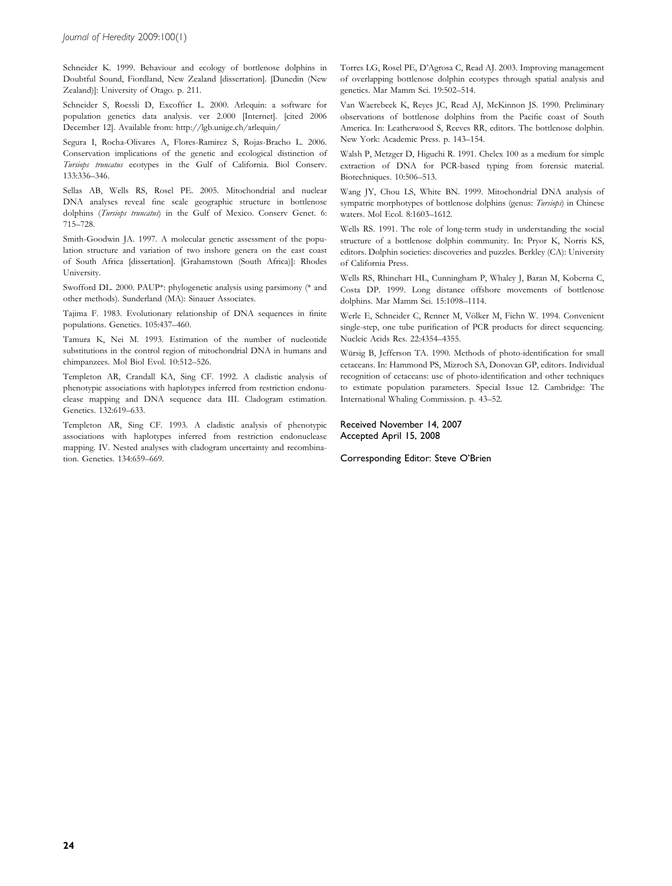Schneider K. 1999. Behaviour and ecology of bottlenose dolphins in Doubtful Sound, Fiordland, New Zealand [dissertation]. [Dunedin (New Zealand)]: University of Otago. p. 211.

Schneider S, Roessli D, Excoffier L. 2000. Arlequin: a software for population genetics data analysis. ver 2.000 [Internet]. [cited 2006 December 12]. Available from: http://lgb.unige.ch/arlequin/

Segura I, Rocha-Olivares A, Flores-Ramirez S, Rojas-Bracho L. 2006. Conservation implications of the genetic and ecological distinction of *Tursiops truncatus* ecotypes in the Gulf of California. Biol Conserv. 133:336–346.

Sellas AB, Wells RS, Rosel PE. 2005. Mitochondrial and nuclear DNA analyses reveal fine scale geographic structure in bottlenose dolphins (*Tursiops truncatus*) in the Gulf of Mexico. Conserv Genet. 6: 715–728.

Smith-Goodwin JA. 1997. A molecular genetic assessment of the population structure and variation of two inshore genera on the east coast of South Africa [dissertation]. [Grahamstown (South Africa)]: Rhodes University.

Swofford DL. 2000. PAUP*: phylogenetic analysis using parsimony (* and other methods). Sunderland (MA): Sinauer Associates.

Tajima F. 1983. Evolutionary relationship of DNA sequences in finite populations. Genetics. 105:437–460.

Tamura K, Nei M. 1993. Estimation of the number of nucleotide substitutions in the control region of mitochondrial DNA in humans and chimpanzees. Mol Biol Evol. 10:512–526.

Templeton AR, Crandall KA, Sing CF. 1992. A cladistic analysis of phenotypic associations with haplotypes inferred from restriction endonuclease mapping and DNA sequence data III. Cladogram estimation. Genetics. 132:619–633.

Templeton AR, Sing CF. 1993. A cladistic analysis of phenotypic associations with haplotypes inferred from restriction endonuclease mapping. IV. Nested analyses with cladogram uncertainty and recombination. Genetics. 134:659–669.

Torres LG, Rosel PE, D'Agrosa C, Read AJ. 2003. Improving management of overlapping bottlenose dolphin ecotypes through spatial analysis and genetics. Mar Mamm Sci. 19:502–514.

Van Waerebeek K, Reyes JC, Read AJ, McKinnon JS. 1990. Preliminary observations of bottlenose dolphins from the Pacific coast of South America. In: Leatherwood S, Reeves RR, editors. The bottlenose dolphin. New York: Academic Press. p. 143–154.

Walsh P, Metzger D, Higuchi R. 1991. Chelex 100 as a medium for simple extraction of DNA for PCR-based typing from forensic material. Biotechniques. 10:506–513.

Wang JY, Chou LS, White BN. 1999. Mitochondrial DNA analysis of sympatric morphotypes of bottlenose dolphins (genus: *Tursiops*) in Chinese waters. Mol Ecol. 8:1603–1612.

Wells RS. 1991. The role of long-term study in understanding the social structure of a bottlenose dolphin community. In: Pryor K, Norris KS, editors. Dolphin societies: discoveries and puzzles. Berkley (CA): University of California Press.

Wells RS, Rhinehart HL, Cunningham P, Whaley J, Baran M, Koberna C, Costa DP. 1999. Long distance offshore movements of bottlenose dolphins. Mar Mamm Sci. 15:1098–1114.

Werle E, Schneider C, Renner M, Völker M, Fiehn W. 1994. Convenient single-step, one tube purification of PCR products for direct sequencing. Nucleic Acids Res. 22:4354–4355.

Würsig B, Jefferson TA. 1990. Methods of photo-identification for small cetaceans. In: Hammond PS, Mizroch SA, Donovan GP, editors. Individual recognition of cetaceans: use of photo-identification and other techniques to estimate population parameters. Special Issue 12. Cambridge: The International Whaling Commission. p. 43–52.

Received November 14, 2007
Accepted April 15, 2008

Corresponding Editor: Steve O'Brien